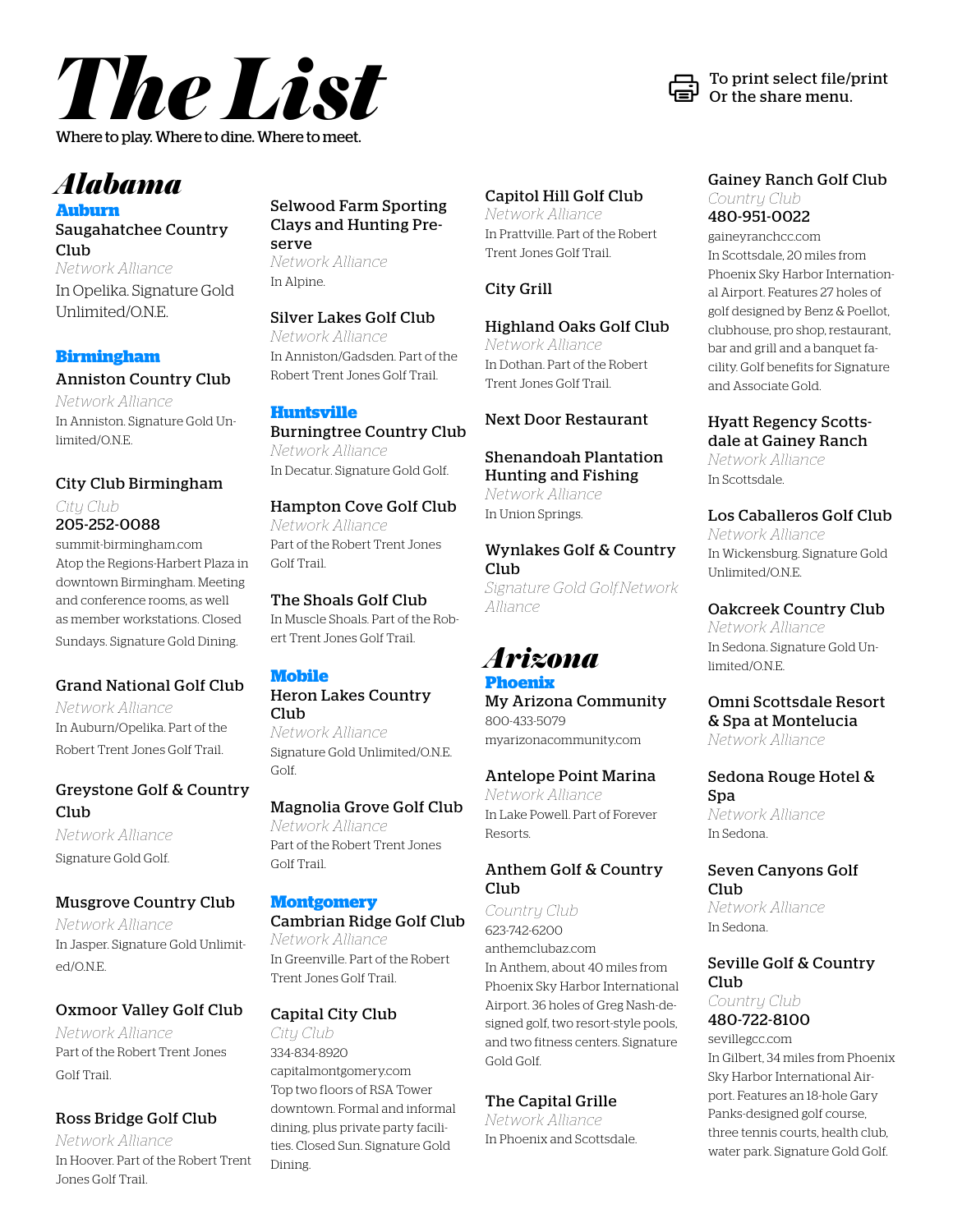# The List

Where to play. Where to dine. Where to meet.

To print select file/print Or the share menu.

## Alabama

### Auburn

**Saugahatchee Country Club**
*Network Alliance*
In Opelika. Signature Gold Unlimited/O.N.E.

### Birmingham

**Anniston Country Club**
*Network Alliance*
In Anniston. Signature Gold Unlimited/O.N.E.

**City Club Birmingham**
*City Club*
**205-252-0088**
summit-birmingham.com
Atop the Regions-Harbert Plaza in downtown Birmingham. Meeting and conference rooms, as well as member workstations. Closed Sundays. Signature Gold Dining.

**Grand National Golf Club**
*Network Alliance*
In Auburn/Opelika. Part of the Robert Trent Jones Golf Trail.

**Greystone Golf & Country Club**
*Network Alliance*
Signature Gold Golf.

**Musgrove Country Club**
*Network Alliance*
In Jasper. Signature Gold Unlimited/O.N.E.

**Oxmoor Valley Golf Club**
*Network Alliance*
Part of the Robert Trent Jones Golf Trail.

**Ross Bridge Golf Club**
*Network Alliance*
In Hoover. Part of the Robert Trent Jones Golf Trail.

**Selwood Farm Sporting Clays and Hunting Preserve**
*Network Alliance*
In Alpine.

**Silver Lakes Golf Club**
*Network Alliance*
In Anniston/Gadsden. Part of the Robert Trent Jones Golf Trail.

### Huntsville

**Burningtree Country Club**
*Network Alliance*
In Decatur. Signature Gold Golf.

**Hampton Cove Golf Club**
*Network Alliance*
Part of the Robert Trent Jones Golf Trail.

**The Shoals Golf Club**
In Muscle Shoals. Part of the Robert Trent Jones Golf Trail.

### Mobile

**Heron Lakes Country Club**
*Network Alliance*
Signature Gold Unlimited/O.N.E. Golf.

**Magnolia Grove Golf Club**
*Network Alliance*
Part of the Robert Trent Jones Golf Trail.

### Montgomery

**Cambrian Ridge Golf Club**
*Network Alliance*
In Greenville. Part of the Robert Trent Jones Golf Trail.

**Capital City Club**
*City Club*
334-834-8920
capitalmontgomery.com
Top two floors of RSA Tower downtown. Formal and informal dining, plus private party facilities. Closed Sun. Signature Gold Dining.

**Capitol Hill Golf Club**
*Network Alliance*
In Prattville. Part of the Robert Trent Jones Golf Trail.

**City Grill**

**Highland Oaks Golf Club**
*Network Alliance*
In Dothan. Part of the Robert Trent Jones Golf Trail.

**Next Door Restaurant**

**Shenandoah Plantation Hunting and Fishing**
*Network Alliance*
In Union Springs.

**Wynlakes Golf & Country Club**
*Signature Gold Golf.Network Alliance*

## Arizona

### Phoenix

**My Arizona Community**
800-433-5079
myarizonacommunity.com

**Antelope Point Marina**
*Network Alliance*
In Lake Powell. Part of Forever Resorts.

**Anthem Golf & Country Club**
*Country Club*
623-742-6200
anthemclubaz.com
In Anthem, about 40 miles from Phoenix Sky Harbor International Airport. 36 holes of Greg Nash-designed golf, two resort-style pools, and two fitness centers. Signature Gold Golf.

**The Capital Grille**
*Network Alliance*
In Phoenix and Scottsdale.

**Gainey Ranch Golf Club**
*Country Club*
**480-951-0022**
gaineyranchcc.com
In Scottsdale, 20 miles from Phoenix Sky Harbor International Airport. Features 27 holes of golf designed by Benz & Poellot, clubhouse, pro shop, restaurant, bar and grill and a banquet facility. Golf benefits for Signature and Associate Gold.

**Hyatt Regency Scottsdale at Gainey Ranch**
*Network Alliance*
In Scottsdale.

**Los Caballeros Golf Club**
*Network Alliance*
In Wickensburg. Signature Gold Unlimited/O.N.E.

**Oakcreek Country Club**
*Network Alliance*
In Sedona. Signature Gold Unlimited/O.N.E.

**Omni Scottsdale Resort & Spa at Montelucia**
*Network Alliance*

**Sedona Rouge Hotel & Spa**
*Network Alliance*
In Sedona.

**Seven Canyons Golf Club**
*Network Alliance*
In Sedona.

**Seville Golf & Country Club**
*Country Club*
**480-722-8100**
sevillegcc.com
In Gilbert, 34 miles from Phoenix Sky Harbor International Airport. Features an 18-hole Gary Panks-designed golf course, three tennis courts, health club, water park. Signature Gold Golf.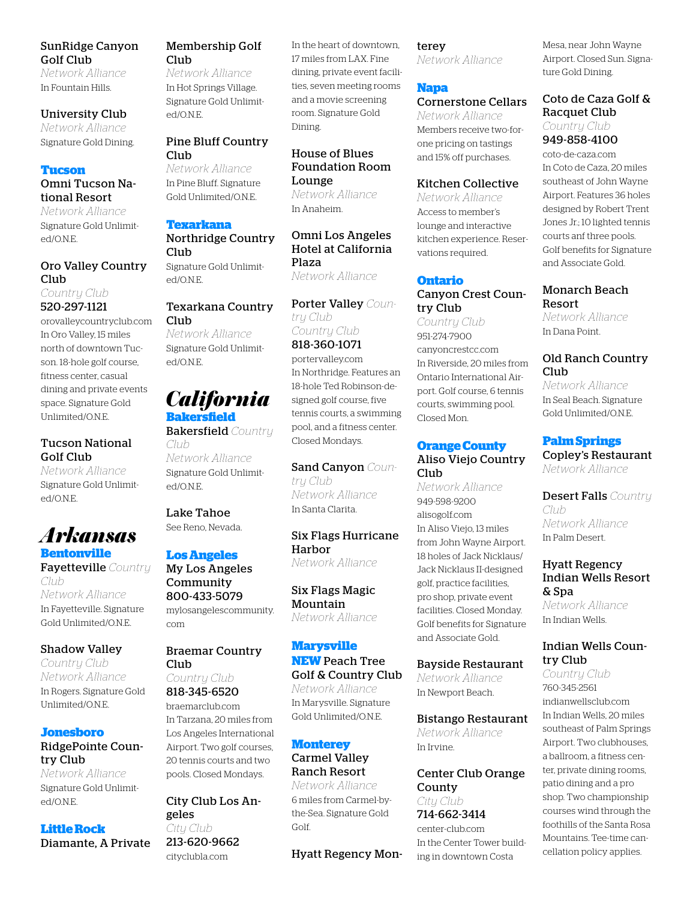**SunRidge Canyon Golf Club**
*Network Alliance*
In Fountain Hills.

**University Club**
*Network Alliance*
Signature Gold Dining.

### Tucson

**Omni Tucson National Resort**
*Network Alliance*
Signature Gold Unlimited/O.N.E.

**Oro Valley Country Club**
*Country Club*
**520-297-1121**
orovalleycountryclub.com
In Oro Valley, 15 miles north of downtown Tucson. 18-hole golf course, fitness center, casual dining and private events space. Signature Gold Unlimited/O.N.E.

**Tucson National Golf Club**
*Network Alliance*
Signature Gold Unlimited/O.N.E.

## Arkansas

### Bentonville

**Fayetteville** *Country Club*
*Network Alliance*
In Fayetteville. Signature Gold Unlimited/O.N.E.

**Shadow Valley**
*Country Club*
*Network Alliance*
In Rogers. Signature Gold Unlimited/O.N.E.

### Jonesboro

**RidgePointe Country Club**
*Network Alliance*
Signature Gold Unlimited/O.N.E.

### Little Rock

**Diamante, A Private Membership Golf Club**
*Network Alliance*
In Hot Springs Village. Signature Gold Unlimited/O.N.E.

**Pine Bluff Country Club**
*Network Alliance*
In Pine Bluff. Signature Gold Unlimited/O.N.E.

### Texarkana

**Northridge Country Club**
Signature Gold Unlimited/O.N.E.

**Texarkana Country Club**
*Network Alliance*
Signature Gold Unlimited/O.N.E.

## California

### Bakersfield

**Bakersfield** *Country Club*
*Network Alliance*
Signature Gold Unlimited/O.N.E.

**Lake Tahoe**
See Reno, Nevada.

### Los Angeles

**My Los Angeles Community**
**800-433-5079**
mylosangelescommunity.com

**Braemar Country Club**
*Country Club*
**818-345-6520**
braemarclub.com
In Tarzana, 20 miles from Los Angeles International Airport. Two golf courses, 20 tennis courts and two pools. Closed Mondays.

**City Club Los Angeles**
*City Club*
**213-620-9662**
cityclubla.com
In the heart of downtown, 17 miles from LAX. Fine dining, private event facilities, seven meeting rooms and a movie screening room. Signature Gold Dining.

**House of Blues Foundation Room Lounge**
*Network Alliance*
In Anaheim.

**Omni Los Angeles Hotel at California Plaza**
*Network Alliance*

**Porter Valley** *Country Club*
*Country Club*
**818-360-1071**
portervalley.com
In Northridge. Features an 18-hole Ted Robinson-designed golf course, five tennis courts, a swimming pool, and a fitness center. Closed Mondays.

**Sand Canyon** *Country Club*
*Network Alliance*
In Santa Clarita.

**Six Flags Hurricane Harbor**
*Network Alliance*

**Six Flags Magic Mountain**
*Network Alliance*

### Marysville

**NEW Peach Tree Golf & Country Club**
*Network Alliance*
In Marysville. Signature Gold Unlimited/O.N.E.

### Monterey

**Carmel Valley Ranch Resort**
*Network Alliance*
6 miles from Carmel-by-the-Sea. Signature Gold Golf.

**Hyatt Regency Monterey**
*Network Alliance*

### Napa

**Cornerstone Cellars**
*Network Alliance*
Members receive two-for-one pricing on tastings and 15% off purchases.

**Kitchen Collective**
*Network Alliance*
Access to member's lounge and interactive kitchen experience. Reservations required.

### Ontario

**Canyon Crest Country Club**
*Country Club*
951-274-7900
canyoncrestcc.com
In Riverside, 20 miles from Ontario International Airport. Golf course, 6 tennis courts, swimming pool. Closed Mon.

### Orange County

**Aliso Viejo Country Club**
*Network Alliance*
949-598-9200
alisogolf.com
In Aliso Viejo, 13 miles from John Wayne Airport. 18 holes of Jack Nicklaus/Jack Nicklaus II-designed golf, practice facilities, pro shop, private event facilities. Closed Monday. Golf benefits for Signature and Associate Gold.

**Bayside Restaurant**
*Network Alliance*
In Newport Beach.

**Bistango Restaurant**
*Network Alliance*
In Irvine.

**Center Club Orange County**
*City Club*
**714-662-3414**
center-club.com
In the Center Tower building in downtown Costa Mesa, near John Wayne Airport. Closed Sun. Signature Gold Dining.

**Coto de Caza Golf & Racquet Club**
*Country Club*
**949-858-4100**
coto-de-caza.com
In Coto de Caza, 20 miles southeast of John Wayne Airport. Features 36 holes designed by Robert Trent Jones Jr.; 10 lighted tennis courts anf three pools. Golf benefits for Signature and Associate Gold.

**Monarch Beach Resort**
*Network Alliance*
In Dana Point.

**Old Ranch Country Club**
*Network Alliance*
In Seal Beach. Signature Gold Unlimited/O.N.E.

### Palm Springs

**Copley's Restaurant**
*Network Alliance*

**Desert Falls** *Country Club*
*Network Alliance*
In Palm Desert.

**Hyatt Regency Indian Wells Resort & Spa**
*Network Alliance*
In Indian Wells.

**Indian Wells Country Club**
*Country Club*
760-345-2561
indianwellsclub.com
In Indian Wells, 20 miles southeast of Palm Springs Airport. Two clubhouses, a ballroom, a fitness center, private dining rooms, patio dining and a pro shop. Two championship courses wind through the foothills of the Santa Rosa Mountains. Tee-time cancellation policy applies.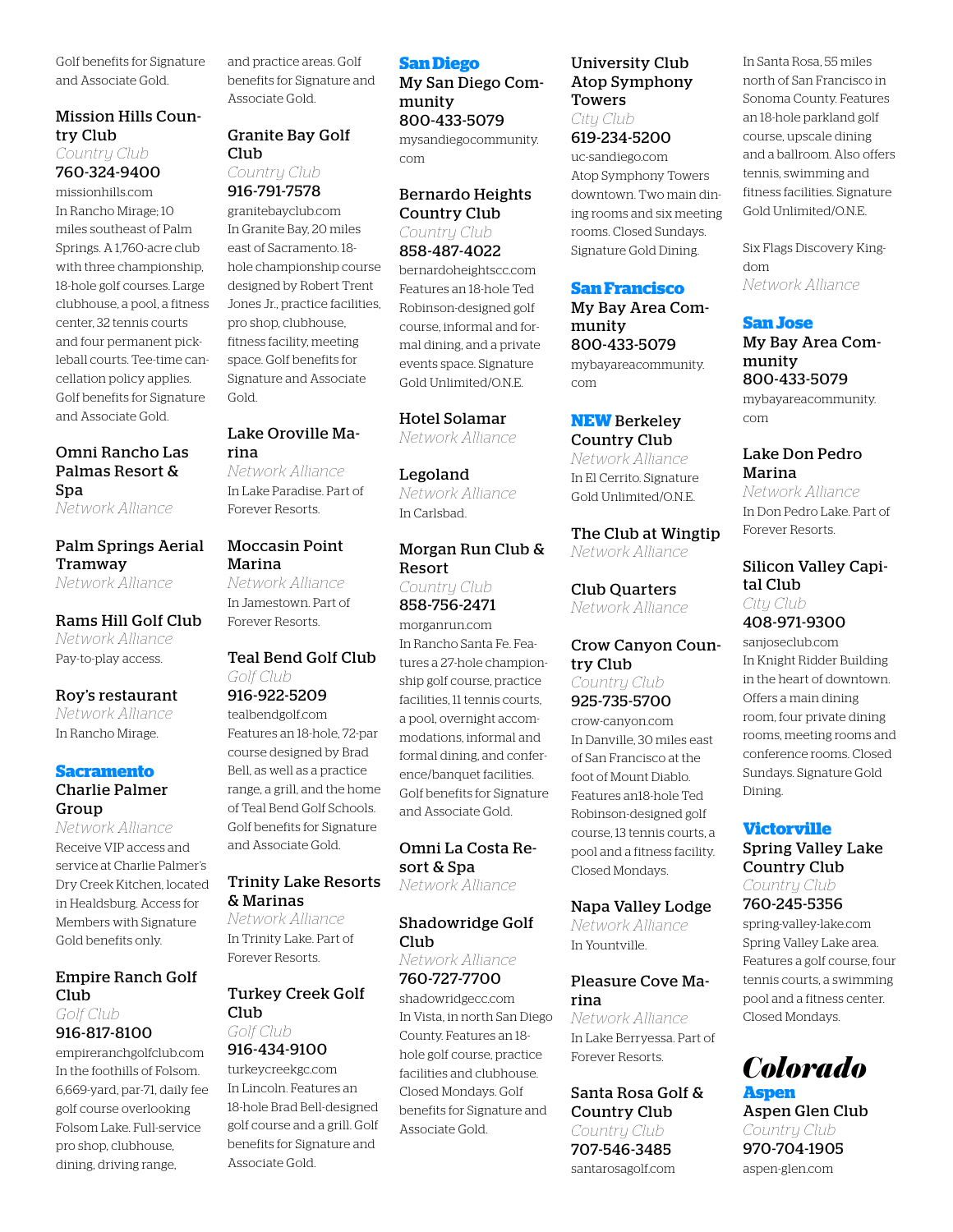Golf benefits for Signature and Associate Gold.

**Mission Hills Country Club**
*Country Club*
760-324-9400
missionhills.com
In Rancho Mirage; 10 miles southeast of Palm Springs. A 1,760-acre club with three championship, 18-hole golf courses. Large clubhouse, a pool, a fitness center, 32 tennis courts and four permanent pickleball courts. Tee-time cancellation policy applies. Golf benefits for Signature and Associate Gold.

**Omni Rancho Las Palmas Resort & Spa**
*Network Alliance*

**Palm Springs Aerial Tramway**
*Network Alliance*

**Rams Hill Golf Club**
*Network Alliance*
Pay-to-play access.

**Roy's restaurant**
*Network Alliance*
In Rancho Mirage.

## Sacramento

**Charlie Palmer Group**
*Network Alliance*
Receive VIP access and service at Charlie Palmer's Dry Creek Kitchen, located in Healdsburg. Access for Members with Signature Gold benefits only.

**Empire Ranch Golf Club**
*Golf Club*
916-817-8100
empireranchgolfclub.com
In the foothills of Folsom. 6,669-yard, par-71, daily fee golf course overlooking Folsom Lake. Full-service pro shop, clubhouse, dining, driving range, and practice areas. Golf benefits for Signature and Associate Gold.

**Granite Bay Golf Club**
*Country Club*
916-791-7578
granitebayclub.com
In Granite Bay, 20 miles east of Sacramento. 18-hole championship course designed by Robert Trent Jones Jr., practice facilities, pro shop, clubhouse, fitness facility, meeting space. Golf benefits for Signature and Associate Gold.

**Lake Oroville Marina**
*Network Alliance*
In Lake Paradise. Part of Forever Resorts.

**Moccasin Point Marina**
*Network Alliance*
In Jamestown. Part of Forever Resorts.

**Teal Bend Golf Club**
*Golf Club*
916-922-5209
tealbendgolf.com
Features an 18-hole, 72-par course designed by Brad Bell, as well as a practice range, a grill, and the home of Teal Bend Golf Schools. Golf benefits for Signature and Associate Gold.

**Trinity Lake Resorts & Marinas**
*Network Alliance*
In Trinity Lake. Part of Forever Resorts.

**Turkey Creek Golf Club**
*Golf Club*
916-434-9100
turkeycreekgc.com
In Lincoln. Features an 18-hole Brad Bell-designed golf course and a grill. Golf benefits for Signature and Associate Gold.

## San Diego

**My San Diego Community**
800-433-5079
mysandiegocommunity.com

**Bernardo Heights Country Club**
*Country Club*
858-487-4022
bernardoheightscc.com
Features an 18-hole Ted Robinson-designed golf course, informal and formal dining, and a private events space. Signature Gold Unlimited/O.N.E.

**Hotel Solamar**
*Network Alliance*

**Legoland**
*Network Alliance*
In Carlsbad.

**Morgan Run Club & Resort**
*Country Club*
858-756-2471
morganrun.com
In Rancho Santa Fe. Features a 27-hole championship golf course, practice facilities, 11 tennis courts, a pool, overnight accommodations, informal and formal dining, and conference/banquet facilities. Golf benefits for Signature and Associate Gold.

**Omni La Costa Resort & Spa**
*Network Alliance*

**Shadowridge Golf Club**
*Network Alliance*
760-727-7700
shadowridgecc.com
In Vista, in north San Diego County. Features an 18-hole golf course, practice facilities and clubhouse. Closed Mondays. Golf benefits for Signature and Associate Gold.

**University Club Atop Symphony Towers**
*City Club*
619-234-5200
uc-sandiego.com
Atop Symphony Towers downtown. Two main dining rooms and six meeting rooms. Closed Sundays. Signature Gold Dining.

## San Francisco

**My Bay Area Community**
800-433-5079
mybayareacommunity.com

**NEW Berkeley Country Club**
*Network Alliance*
In El Cerrito. Signature Gold Unlimited/O.N.E.

**The Club at Wingtip**
*Network Alliance*

**Club Quarters**
*Network Alliance*

**Crow Canyon Country Club**
*Country Club*
925-735-5700
crow-canyon.com
In Danville, 30 miles east of San Francisco at the foot of Mount Diablo. Features an18-hole Ted Robinson-designed golf course, 13 tennis courts, a pool and a fitness facility. Closed Mondays.

**Napa Valley Lodge**
*Network Alliance*
In Yountville.

**Pleasure Cove Marina**
*Network Alliance*
In Lake Berryessa. Part of Forever Resorts.

**Santa Rosa Golf & Country Club**
*Country Club*
707-546-3485
santarosagolf.com
In Santa Rosa, 55 miles north of San Francisco in Sonoma County. Features an 18-hole parkland golf course, upscale dining and a ballroom. Also offers tennis, swimming and fitness facilities. Signature Gold Unlimited/O.N.E.

**Six Flags Discovery Kingdom**
*Network Alliance*

## San Jose

**My Bay Area Community**
800-433-5079
mybayareacommunity.com

**Lake Don Pedro Marina**
*Network Alliance*
In Don Pedro Lake. Part of Forever Resorts.

**Silicon Valley Capital Club**
*City Club*
408-971-9300
sanjoseclub.com
In Knight Ridder Building in the heart of downtown. Offers a main dining room, four private dining rooms, meeting rooms and conference rooms. Closed Sundays. Signature Gold Dining.

## Victorville

**Spring Valley Lake Country Club**
*Country Club*
760-245-5356
spring-valley-lake.com
Spring Valley Lake area. Features a golf course, four tennis courts, a swimming pool and a fitness center. Closed Mondays.

# Colorado

## Aspen

**Aspen Glen Club**
*Country Club*
970-704-1905
aspen-glen.com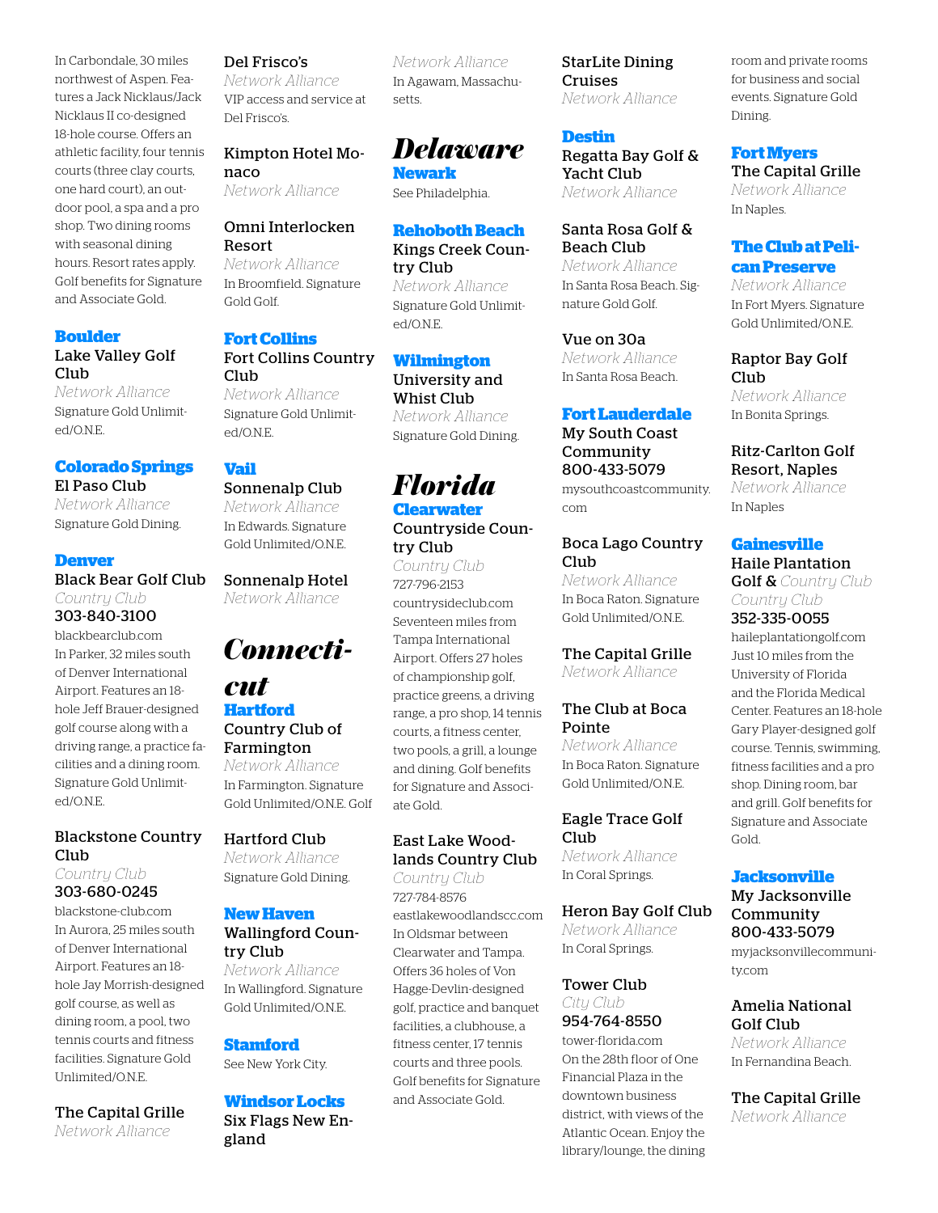In Carbondale, 30 miles northwest of Aspen. Features a Jack Nicklaus/Jack Nicklaus II co-designed 18-hole course. Offers an athletic facility, four tennis courts (three clay courts, one hard court), an outdoor pool, a spa and a pro shop. Two dining rooms with seasonal dining hours. Resort rates apply. Golf benefits for Signature and Associate Gold.

### Boulder

**Lake Valley Golf Club**
*Network Alliance*
Signature Gold Unlimited/O.N.E.

### Colorado Springs

**El Paso Club**
*Network Alliance*
Signature Gold Dining.

### Denver

**Black Bear Golf Club**
*Country Club*
**303-840-3100**
blackbearclub.com
In Parker, 32 miles south of Denver International Airport. Features an 18-hole Jeff Brauer-designed golf course along with a driving range, a practice facilities and a dining room. Signature Gold Unlimited/O.N.E.

**Blackstone Country Club**
*Country Club*
**303-680-0245**
blackstone-club.com
In Aurora, 25 miles south of Denver International Airport. Features an 18-hole Jay Morrish-designed golf course, as well as dining room, a pool, two tennis courts and fitness facilities. Signature Gold Unlimited/O.N.E.

**The Capital Grille**
*Network Alliance*

**Del Frisco's**
*Network Alliance*
VIP access and service at Del Frisco's.

**Kimpton Hotel Monaco**
*Network Alliance*

**Omni Interlocken Resort**
*Network Alliance*
In Broomfield. Signature Gold Golf.

### Fort Collins

**Fort Collins Country Club**
*Network Alliance*
Signature Gold Unlimited/O.N.E.

### Vail

**Sonnenalp Club**
*Network Alliance*
In Edwards. Signature Gold Unlimited/O.N.E.

**Sonnenalp Hotel**
*Network Alliance*

## Connecticut

### Hartford

**Country Club of Farmington**
*Network Alliance*
In Farmington. Signature Gold Unlimited/O.N.E. Golf

**Hartford Club**
*Network Alliance*
Signature Gold Dining.

### New Haven

**Wallingford Country Club**
*Network Alliance*
In Wallingford. Signature Gold Unlimited/O.N.E.

### Stamford

See New York City.

### Windsor Locks

**Six Flags New England**
*Network Alliance*
In Agawam, Massachusetts.

## Delaware

### Newark

See Philadelphia.

### Rehoboth Beach

**Kings Creek Country Club**
*Network Alliance*
Signature Gold Unlimited/O.N.E.

### Wilmington

**University and Whist Club**
*Network Alliance*
Signature Gold Dining.

## Florida

### Clearwater

**Countryside Country Club**
*Country Club*
727-796-2153
countrysideclub.com
Seventeen miles from Tampa International Airport. Offers 27 holes of championship golf, practice greens, a driving range, a pro shop, 14 tennis courts, a fitness center, two pools, a grill, a lounge and dining. Golf benefits for Signature and Associate Gold.

**East Lake Woodlands Country Club**
*Country Club*
727-784-8576
eastlakewoodlandscc.com
In Oldsmar between Clearwater and Tampa. Offers 36 holes of Von Hagge-Devlin-designed golf, practice and banquet facilities, a clubhouse, a fitness center, 17 tennis courts and three pools. Golf benefits for Signature and Associate Gold.

**StarLite Dining Cruises**
*Network Alliance*

### Destin

**Regatta Bay Golf & Yacht Club**
*Network Alliance*

**Santa Rosa Golf & Beach Club**
*Network Alliance*
In Santa Rosa Beach. Signature Gold Golf.

**Vue on 30a**
*Network Alliance*
In Santa Rosa Beach.

### Fort Lauderdale

**My South Coast Community**
**800-433-5079**
mysouthcoastcommunity.com

**Boca Lago Country Club**
*Network Alliance*
In Boca Raton. Signature Gold Unlimited/O.N.E.

**The Capital Grille**
*Network Alliance*

**The Club at Boca Pointe**
*Network Alliance*
In Boca Raton. Signature Gold Unlimited/O.N.E.

**Eagle Trace Golf Club**
*Network Alliance*
In Coral Springs.

**Heron Bay Golf Club**
*Network Alliance*
In Coral Springs.

**Tower Club**
*City Club*
**954-764-8550**
tower-florida.com
On the 28th floor of One Financial Plaza in the downtown business district, with views of the Atlantic Ocean. Enjoy the library/lounge, the dining room and private rooms for business and social events. Signature Gold Dining.

### Fort Myers

**The Capital Grille**
*Network Alliance*
In Naples.

### The Club at Pelican Preserve

*Network Alliance*
In Fort Myers. Signature Gold Unlimited/O.N.E.

**Raptor Bay Golf Club**
*Network Alliance*
In Bonita Springs.

**Ritz-Carlton Golf Resort, Naples**
*Network Alliance*
In Naples

### Gainesville

**Haile Plantation Golf &** *Country Club*
*Country Club*
**352-335-0055**
haileplantationgolf.com
Just 10 miles from the University of Florida and the Florida Medical Center. Features an 18-hole Gary Player-designed golf course. Tennis, swimming, fitness facilities and a pro shop. Dining room, bar and grill. Golf benefits for Signature and Associate Gold.

### Jacksonville

**My Jacksonville Community**
**800-433-5079**
myjacksonvillecommunity.com

**Amelia National Golf Club**
*Network Alliance*
In Fernandina Beach.

**The Capital Grille**
*Network Alliance*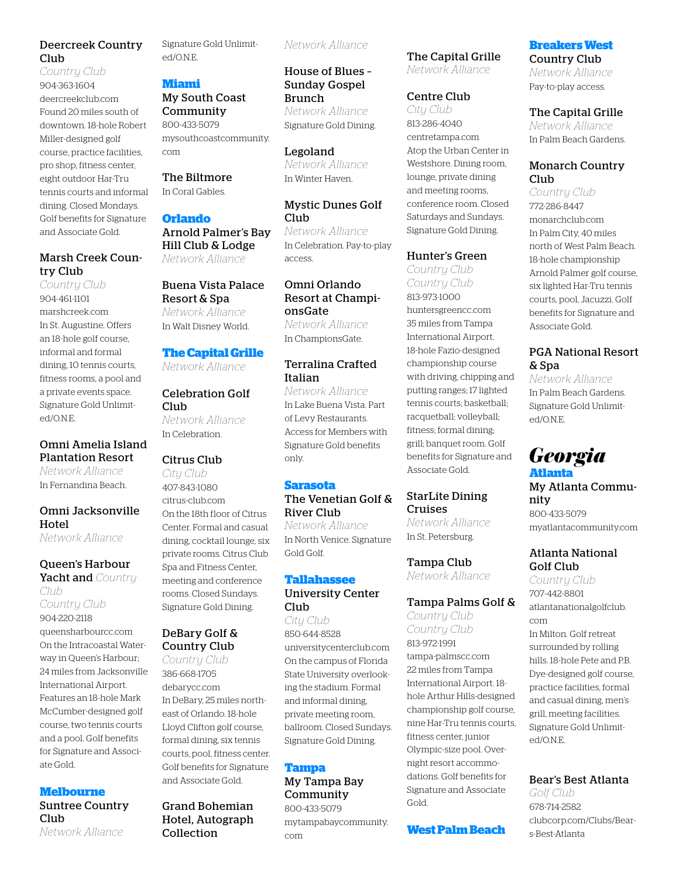**Deercreek Country Club**
*Country Club*
904-363-1604
deercreekclub.com
Found 20 miles south of downtown. 18-hole Robert Miller-designed golf course, practice facilities, pro shop, fitness center, eight outdoor Har-Tru tennis courts and informal dining. Closed Mondays. Golf benefits for Signature and Associate Gold.

**Marsh Creek Country Club**
*Country Club*
904-461-1101
marshcreek.com
In St. Augustine. Offers an 18-hole golf course, informal and formal dining, 10 tennis courts, fitness rooms, a pool and a private events space. Signature Gold Unlimited/O.N.E.

**Omni Amelia Island Plantation Resort**
*Network Alliance*
In Fernandina Beach.

**Omni Jacksonville Hotel**
*Network Alliance*

**Queen's Harbour Yacht and** *Country Club*
*Country Club*
904-220-2118
queensharbourcc.com
On the Intracoastal Waterway in Queen's Harbour; 24 miles from Jacksonville International Airport. Features an 18-hole Mark McCumber-designed golf course, two tennis courts and a pool. Golf benefits for Signature and Associate Gold.

### Melbourne

**Suntree Country Club**
*Network Alliance*
Signature Gold Unlimited/O.N.E.

### Miami

**My South Coast Community**
800-433-5079
mysouthcoastcommunity.com

**The Biltmore**
In Coral Gables.

### Orlando

**Arnold Palmer's Bay Hill Club & Lodge**
*Network Alliance*

**Buena Vista Palace Resort & Spa**
*Network Alliance*
In Walt Disney World.

### The Capital Grille

*Network Alliance*

**Celebration Golf Club**
*Network Alliance*
In Celebration.

**Citrus Club**
*City Club*
407-843-1080
citrus-club.com
On the 18th floor of Citrus Center. Formal and casual dining, cocktail lounge, six private rooms. Citrus Club Spa and Fitness Center, meeting and conference rooms. Closed Sundays. Signature Gold Dining.

**DeBary Golf & Country Club**
*Country Club*
386-668-1705
debarycc.com
In DeBary, 25 miles northeast of Orlando. 18-hole Lloyd Clifton golf course, formal dining, six tennis courts, pool, fitness center. Golf benefits for Signature and Associate Gold.

**Grand Bohemian Hotel, Autograph Collection**
*Network Alliance*

**House of Blues – Sunday Gospel Brunch**
*Network Alliance*
Signature Gold Dining.

**Legoland**
*Network Alliance*
In Winter Haven.

**Mystic Dunes Golf Club**
*Network Alliance*
In Celebration. Pay-to-play access.

**Omni Orlando Resort at ChampionsGate**
*Network Alliance*
In ChampionsGate.

**Terralina Crafted Italian**
*Network Alliance*
In Lake Buena Vista. Part of Levy Restaurants. Access for Members with Signature Gold benefits only.

### Sarasota

**The Venetian Golf & River Club**
*Network Alliance*
In North Venice. Signature Gold Golf.

### Tallahassee

**University Center Club**
*City Club*
850-644-8528
universitycenterclub.com
On the campus of Florida State University overlooking the stadium. Formal and informal dining, private meeting room, ballroom. Closed Sundays. Signature Gold Dining.

### Tampa

**My Tampa Bay Community**
800-433-5079
mytampabaycommunity.com

**The Capital Grille**
*Network Alliance*

**Centre Club**
*City Club*
813-286-4040
centretampa.com
Atop the Urban Center in Westshore. Dining room, lounge, private dining and meeting rooms, conference room. Closed Saturdays and Sundays. Signature Gold Dining.

**Hunter's Green**
*Country Club*
*Country Club*
813-973-1000
huntersgreencc.com
35 miles from Tampa International Airport. 18-hole Fazio-designed championship course with driving, chipping and putting ranges; 17 lighted tennis courts; basketball; racquetball; volleyball; fitness; formal dining; grill; banquet room. Golf benefits for Signature and Associate Gold.

**StarLite Dining Cruises**
*Network Alliance*
In St. Petersburg.

**Tampa Club**
*Network Alliance*

**Tampa Palms Golf &**
*Country Club*
*Country Club*
813-972-1991
tampa-palmscc.com
22 miles from Tampa International Airport. 18-hole Arthur Hills-designed championship golf course, nine Har-Tru tennis courts, fitness center, junior Olympic-size pool. Overnight resort accommodations. Golf benefits for Signature and Associate Gold.

### West Palm Beach

**Breakers West Country Club**
*Network Alliance*
Pay-to-play access.

**The Capital Grille**
*Network Alliance*
In Palm Beach Gardens.

**Monarch Country Club**
*Country Club*
772-286-8447
monarchclub.com
In Palm City, 40 miles north of West Palm Beach. 18-hole championship Arnold Palmer golf course, six lighted Har-Tru tennis courts, pool, Jacuzzi. Golf benefits for Signature and Associate Gold.

**PGA National Resort & Spa**
*Network Alliance*
In Palm Beach Gardens. Signature Gold Unlimited/O.N.E.

## Georgia

### Atlanta

**My Atlanta Community**
800-433-5079
myatlantacommunity.com

**Atlanta National Golf Club**
*Country Club*
707-442-8801
atlantanationalgolfclub.com
In Milton. Golf retreat surrounded by rolling hills. 18-hole Pete and P.B. Dye-designed golf course, practice facilities, formal and casual dining, men's grill, meeting facilities. Signature Gold Unlimited/O.N.E.

**Bear's Best Atlanta**
*Golf Club*
678-714-2582
clubcorp.com/Clubs/Bears-Best-Atlanta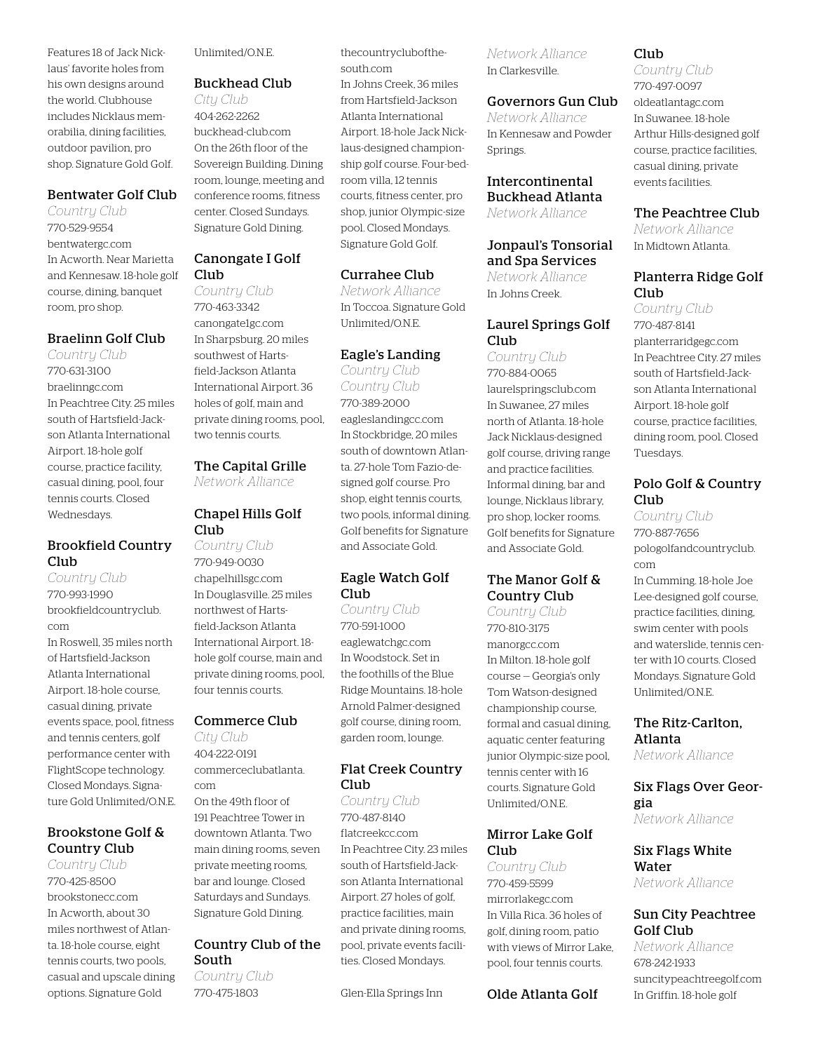Features 18 of Jack Nicklaus' favorite holes from his own designs around the world. Clubhouse includes Nicklaus memorabilia, dining facilities, outdoor pavilion, pro shop. Signature Gold Golf.

### Bentwater Golf Club

*Country Club*

770-529-9554

bentwatergc.com

In Acworth. Near Marietta and Kennesaw. 18-hole golf course, dining, banquet room, pro shop.

### Braelinn Golf Club

*Country Club*

770-631-3100

braelinngc.com

In Peachtree City. 25 miles south of Hartsfield-Jackson Atlanta International Airport. 18-hole golf course, practice facility, casual dining, pool, four tennis courts. Closed Wednesdays.

### Brookfield Country Club

*Country Club*

770-993-1990

brookfieldcountryclub.com

In Roswell, 35 miles north of Hartsfield-Jackson Atlanta International Airport. 18-hole course, casual dining, private events space, pool, fitness and tennis centers, golf performance center with FlightScope technology. Closed Mondays. Signature Gold Unlimited/O.N.E.

### Brookstone Golf & Country Club

*Country Club*

770-425-8500

brookstonecc.com

In Acworth, about 30 miles northwest of Atlanta. 18-hole course, eight tennis courts, two pools, casual and upscale dining options. Signature Gold Unlimited/O.N.E.

### Buckhead Club

*City Club*

404-262-2262

buckhead-club.com

On the 26th floor of the Sovereign Building. Dining room, lounge, meeting and conference rooms, fitness center. Closed Sundays. Signature Gold Dining.

### Canongate I Golf Club

*Country Club*

770-463-3342

canongate1gc.com

In Sharpsburg. 20 miles southwest of Hartsfield-Jackson Atlanta International Airport. 36 holes of golf, main and private dining rooms, pool, two tennis courts.

### The Capital Grille

*Network Alliance*

### Chapel Hills Golf Club

*Country Club*

770-949-0030

chapelhillsgc.com

In Douglasville. 25 miles northwest of Hartsfield-Jackson Atlanta International Airport. 18-hole golf course, main and private dining rooms, pool, four tennis courts.

### Commerce Club

*City Club*

404-222-0191

commerceclubatlanta.com

On the 49th floor of 191 Peachtree Tower in downtown Atlanta. Two main dining rooms, seven private meeting rooms, bar and lounge. Closed Saturdays and Sundays. Signature Gold Dining.

### Country Club of the South

*Country Club*

770-475-1803

thecountrycluboftheSouth.com

In Johns Creek, 36 miles from Hartsfield-Jackson Atlanta International Airport. 18-hole Jack Nicklaus-designed championship golf course. Four-bedroom villa, 12 tennis courts, fitness center, pro shop, junior Olympic-size pool. Closed Mondays. Signature Gold Golf.

### Currahee Club

*Network Alliance*

In Toccoa. Signature Gold Unlimited/O.N.E.

### Eagle's Landing

*Country Club*

*Country Club*

770-389-2000

eagleslandingcc.com

In Stockbridge, 20 miles south of downtown Atlanta. 27-hole Tom Fazio-designed golf course. Pro shop, eight tennis courts, two pools, informal dining. Golf benefits for Signature and Associate Gold.

### Eagle Watch Golf Club

*Country Club*

770-591-1000

eaglewatchgc.com

In Woodstock. Set in the foothills of the Blue Ridge Mountains. 18-hole Arnold Palmer-designed golf course, dining room, garden room, lounge.

### Flat Creek Country Club

*Country Club*

770-487-8140

flatcreekcc.com

In Peachtree City. 23 miles south of Hartsfield-Jackson Atlanta International Airport. 27 holes of golf, practice facilities, main and private dining rooms, pool, private events facilities. Closed Mondays.

### Glen-Ella Springs Inn

*Network Alliance*

In Clarkesville.

### Governors Gun Club

*Network Alliance*

In Kennesaw and Powder Springs.

### Intercontinental Buckhead Atlanta

*Network Alliance*

### Jonpaul's Tonsorial and Spa Services

*Network Alliance*

In Johns Creek.

### Laurel Springs Golf Club

*Country Club*

770-884-0065

laurelspringsclub.com

In Suwanee, 27 miles north of Atlanta. 18-hole Jack Nicklaus-designed golf course, driving range and practice facilities. Informal dining, bar and lounge, Nicklaus library, pro shop, locker rooms. Golf benefits for Signature and Associate Gold.

### The Manor Golf & Country Club

*Country Club*

770-810-3175

manorgcc.com

In Milton. 18-hole golf course — Georgia's only Tom Watson-designed championship course, formal and casual dining, aquatic center featuring junior Olympic-size pool, tennis center with 16 courts. Signature Gold Unlimited/O.N.E.

### Mirror Lake Golf Club

*Country Club*

770-459-5599

mirrorlakegc.com

In Villa Rica. 36 holes of golf, dining room, patio with views of Mirror Lake, pool, four tennis courts.

### Olde Atlanta Golf Club

*Country Club*

770-497-0097

oldeatlantagc.com

In Suwanee. 18-hole Arthur Hills-designed golf course, practice facilities, casual dining, private events facilities.

### The Peachtree Club

*Network Alliance*

In Midtown Atlanta.

### Planterra Ridge Golf Club

*Country Club*

770-487-8141

planterraridgegc.com

In Peachtree City. 27 miles south of Hartsfield-Jackson Atlanta International Airport. 18-hole golf course, practice facilities, dining room, pool. Closed Tuesdays.

### Polo Golf & Country Club

*Country Club*

770-887-7656

pologolfandcountryclub.com

In Cumming. 18-hole Joe Lee-designed golf course, practice facilities, dining, swim center with pools and waterslide, tennis center with 10 courts. Closed Mondays. Signature Gold Unlimited/O.N.E.

### The Ritz-Carlton, Atlanta

*Network Alliance*

### Six Flags Over Georgia

*Network Alliance*

### Six Flags White Water

*Network Alliance*

### Sun City Peachtree Golf Club

*Network Alliance*

678-242-1933

suncitypeachtreegolf.com

In Griffin. 18-hole golf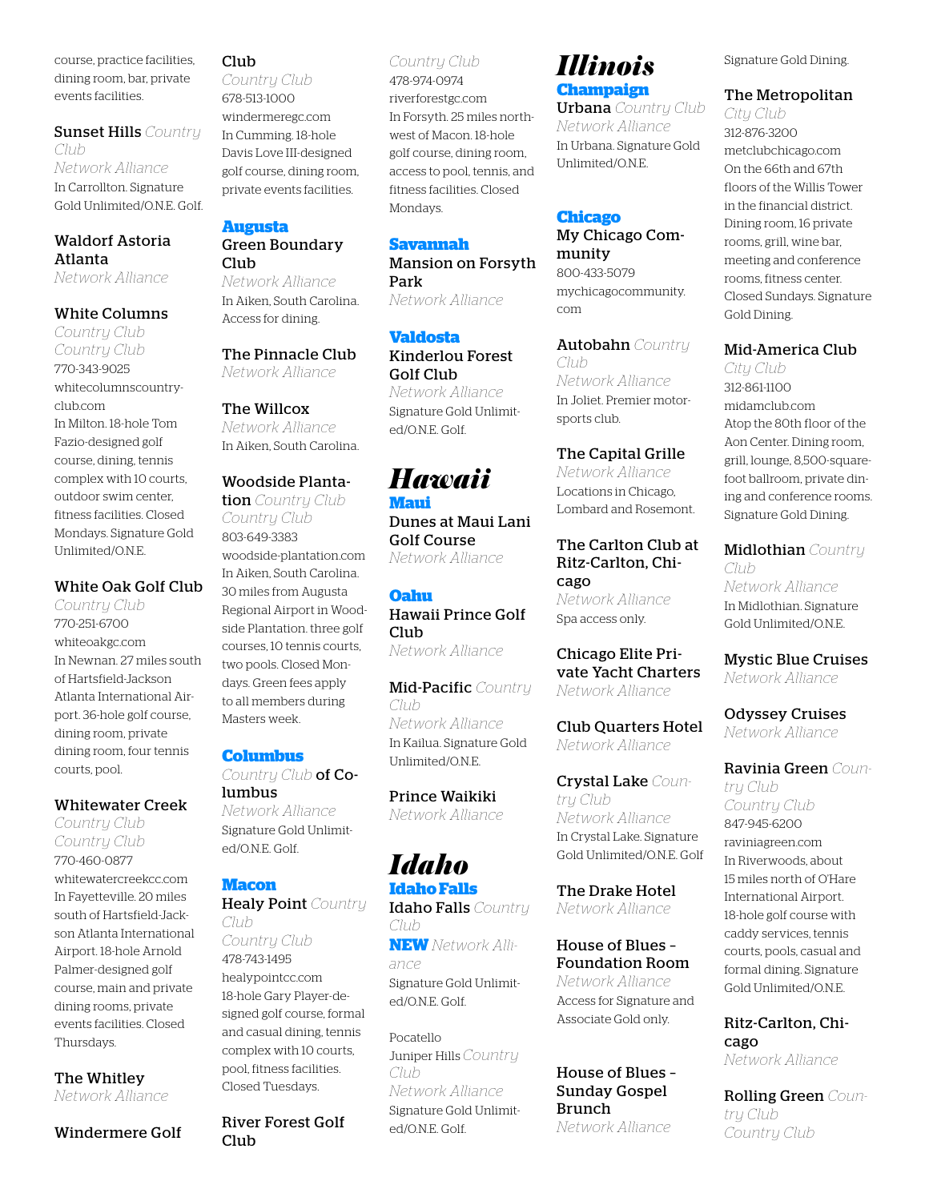course, practice facilities, dining room, bar, private events facilities.

**Sunset Hills** *Country Club*
*Network Alliance*
In Carrollton. Signature Gold Unlimited/O.N.E. Golf.

**Waldorf Astoria Atlanta**
*Network Alliance*

**White Columns**
*Country Club*
*Country Club*
770-343-9025
whitecolumnscountry-club.com
In Milton. 18-hole Tom Fazio-designed golf course, dining, tennis complex with 10 courts, outdoor swim center, fitness facilities. Closed Mondays. Signature Gold Unlimited/O.N.E.

**White Oak Golf Club**
*Country Club*
770-251-6700
whiteoakgc.com
In Newnan. 27 miles south of Hartsfield-Jackson Atlanta International Airport. 36-hole golf course, dining room, private dining room, four tennis courts, pool.

**Whitewater Creek**
*Country Club*
*Country Club*
770-460-0877
whitewatercreekcc.com
In Fayetteville. 20 miles south of Hartsfield-Jackson Atlanta International Airport. 18-hole Arnold Palmer-designed golf course, main and private dining rooms, private events facilities. Closed Thursdays.

**The Whitley**
*Network Alliance*

**Windermere Golf Club**
*Country Club*
678-513-1000
windermeregc.com
In Cumming. 18-hole Davis Love III-designed golf course, dining room, private events facilities.

### Augusta

**Green Boundary Club**
*Network Alliance*
In Aiken, South Carolina. Access for dining.

**The Pinnacle Club**
*Network Alliance*

**The Willcox**
*Network Alliance*
In Aiken, South Carolina.

**Woodside Plantation** *Country Club*
*Country Club*
803-649-3383
woodside-plantation.com
In Aiken, South Carolina. 30 miles from Augusta Regional Airport in Woodside Plantation. three golf courses, 10 tennis courts, two pools. Closed Mondays. Green fees apply to all members during Masters week.

### Columbus

*Country Club* **of Columbus**
*Network Alliance*
Signature Gold Unlimited/O.N.E. Golf.

### Macon

**Healy Point** *Country Club*
*Country Club*
478-743-1495
healypointcc.com
18-hole Gary Player-designed golf course, formal and casual dining, tennis complex with 10 courts, pool, fitness facilities. Closed Tuesdays.

**River Forest Golf Club**
*Country Club*
478-974-0974
riverforestgc.com
In Forsyth. 25 miles northwest of Macon. 18-hole golf course, dining room, access to pool, tennis, and fitness facilities. Closed Mondays.

### Savannah

**Mansion on Forsyth Park**
*Network Alliance*

### Valdosta

**Kinderlou Forest Golf Club**
*Network Alliance*
Signature Gold Unlimited/O.N.E. Golf.

# Hawaii

### Maui

**Dunes at Maui Lani Golf Course**
*Network Alliance*

### Oahu

**Hawaii Prince Golf Club**
*Network Alliance*

**Mid-Pacific** *Country Club*
*Network Alliance*
In Kailua. Signature Gold Unlimited/O.N.E.

**Prince Waikiki**
*Network Alliance*

# Idaho

### Idaho Falls

**Idaho Falls** *Country Club*
**NEW** *Network Alliance*
Signature Gold Unlimited/O.N.E. Golf.

Pocatello
Juniper Hills *Country Club*
*Network Alliance*
Signature Gold Unlimited/O.N.E. Golf.

# Illinois

### Champaign

**Urbana** *Country Club*
*Network Alliance*
In Urbana. Signature Gold Unlimited/O.N.E.

### Chicago

**My Chicago Community**
800-433-5079
mychicagocommunity.com

**Autobahn** *Country Club*
*Network Alliance*
In Joliet. Premier motorsports club.

**The Capital Grille**
*Network Alliance*
Locations in Chicago, Lombard and Rosemont.

**The Carlton Club at Ritz-Carlton, Chicago**
*Network Alliance*
Spa access only.

**Chicago Elite Private Yacht Charters**
*Network Alliance*

**Club Quarters Hotel**
*Network Alliance*

**Crystal Lake** *Country Club*
*Network Alliance*
In Crystal Lake. Signature Gold Unlimited/O.N.E. Golf

**The Drake Hotel**
*Network Alliance*

**House of Blues – Foundation Room**
*Network Alliance*
Access for Signature and Associate Gold only.

**House of Blues – Sunday Gospel Brunch**
*Network Alliance*
Signature Gold Dining.

**The Metropolitan**
*City Club*
312-876-3200
metclubchicago.com
On the 66th and 67th floors of the Willis Tower in the financial district. Dining room, 16 private rooms, grill, wine bar, meeting and conference rooms, fitness center. Closed Sundays. Signature Gold Dining.

**Mid-America Club**
*City Club*
312-861-1100
midamclub.com
Atop the 80th floor of the Aon Center. Dining room, grill, lounge, 8,500-square-foot ballroom, private dining and conference rooms. Signature Gold Dining.

**Midlothian** *Country Club*
*Network Alliance*
In Midlothian. Signature Gold Unlimited/O.N.E.

**Mystic Blue Cruises**
*Network Alliance*

**Odyssey Cruises**
*Network Alliance*

**Ravinia Green** *Country Club*
*Country Club*
847-945-6200
raviniagreen.com
In Riverwoods, about 15 miles north of O'Hare International Airport. 18-hole golf course with caddy services, tennis courts, pools, casual and formal dining. Signature Gold Unlimited/O.N.E.

**Ritz-Carlton, Chicago**
*Network Alliance*

**Rolling Green** *Country Club*
*Country Club*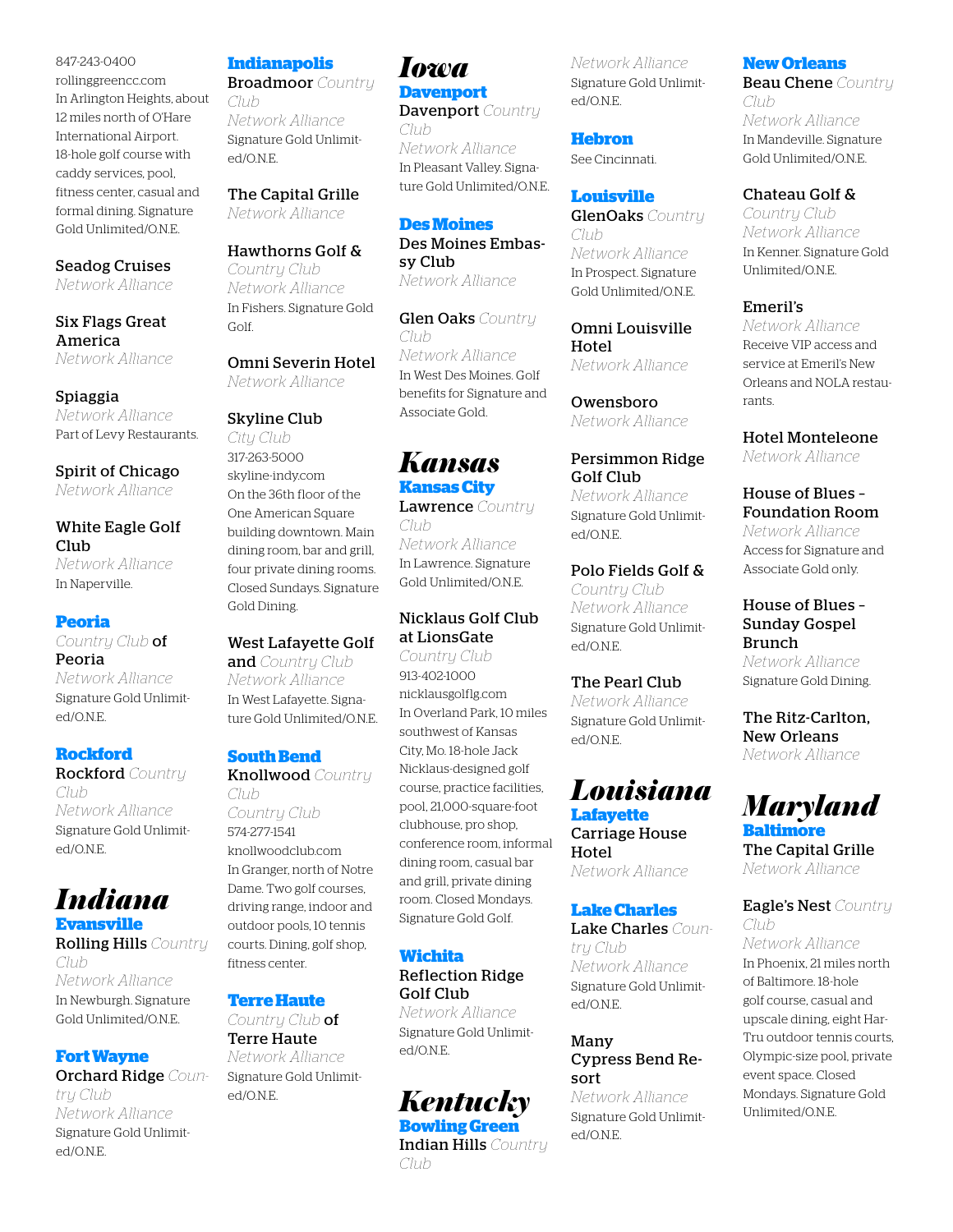847-243-0400
rollinggreencc.com
In Arlington Heights, about 12 miles north of O'Hare International Airport. 18-hole golf course with caddy services, pool, fitness center, casual and formal dining. Signature Gold Unlimited/O.N.E.

**Seadog Cruises**
*Network Alliance*

**Six Flags Great America**
*Network Alliance*

**Spiaggia**
*Network Alliance*
Part of Levy Restaurants.

**Spirit of Chicago**
*Network Alliance*

**White Eagle Golf Club**
*Network Alliance*
In Naperville.

### Peoria

*Country Club* **of Peoria**
*Network Alliance*
Signature Gold Unlimited/O.N.E.

### Rockford

**Rockford** *Country Club*
*Network Alliance*
Signature Gold Unlimited/O.N.E.

# Indiana

### Evansville

**Rolling Hills** *Country Club*
*Network Alliance*
In Newburgh. Signature Gold Unlimited/O.N.E.

### Fort Wayne

**Orchard Ridge** *Country Club*
*Network Alliance*
Signature Gold Unlimited/O.N.E.

### Indianapolis

**Broadmoor** *Country Club*
*Network Alliance*
Signature Gold Unlimited/O.N.E.

**The Capital Grille**
*Network Alliance*

**Hawthorns Golf &** *Country Club*
*Network Alliance*
In Fishers. Signature Gold Golf.

**Omni Severin Hotel**
*Network Alliance*

**Skyline Club**
*City Club*
317-263-5000
skyline-indy.com
On the 36th floor of the One American Square building downtown. Main dining room, bar and grill, four private dining rooms. Closed Sundays. Signature Gold Dining.

**West Lafayette Golf and** *Country Club*
*Network Alliance*
In West Lafayette. Signature Gold Unlimited/O.N.E.

### South Bend

**Knollwood** *Country Club*
*Country Club*
574-277-1541
knollwoodclub.com
In Granger, north of Notre Dame. Two golf courses, driving range, indoor and outdoor pools, 10 tennis courts. Dining, golf shop, fitness center.

### Terre Haute

*Country Club* **of Terre Haute**
*Network Alliance*
Signature Gold Unlimited/O.N.E.

# Iowa

### Davenport

**Davenport** *Country Club*
*Network Alliance*
In Pleasant Valley. Signature Gold Unlimited/O.N.E.

### Des Moines

**Des Moines Embassy Club**
*Network Alliance*

**Glen Oaks** *Country Club*
*Network Alliance*
In West Des Moines. Golf benefits for Signature and Associate Gold.

# Kansas

### Kansas City

**Lawrence** *Country Club*
*Network Alliance*
In Lawrence. Signature Gold Unlimited/O.N.E.

**Nicklaus Golf Club at LionsGate**
*Country Club*
913-402-1000
nicklausgolflg.com
In Overland Park, 10 miles southwest of Kansas City, Mo. 18-hole Jack Nicklaus-designed golf course, practice facilities, pool, 21,000-square-foot clubhouse, pro shop, conference room, informal dining room, casual bar and grill, private dining room. Closed Mondays. Signature Gold Golf.

### Wichita

**Reflection Ridge Golf Club**
*Network Alliance*
Signature Gold Unlimited/O.N.E.

# Kentucky

### Bowling Green

**Indian Hills** *Country Club*
*Network Alliance*
Signature Gold Unlimited/O.N.E.

### Hebron

See Cincinnati.

### Louisville

**GlenOaks** *Country Club*
*Network Alliance*
In Prospect. Signature Gold Unlimited/O.N.E.

**Omni Louisville Hotel**
*Network Alliance*

**Owensboro**
*Network Alliance*

**Persimmon Ridge Golf Club**
*Network Alliance*
Signature Gold Unlimited/O.N.E.

**Polo Fields Golf &** *Country Club*
*Network Alliance*
Signature Gold Unlimited/O.N.E.

**The Pearl Club**
*Network Alliance*
Signature Gold Unlimited/O.N.E.

# Louisiana

### Lafayette

**Carriage House Hotel**
*Network Alliance*

### Lake Charles

**Lake Charles** *Country Club*
*Network Alliance*
Signature Gold Unlimited/O.N.E.

**Many Cypress Bend Resort**
*Network Alliance*
Signature Gold Unlimited/O.N.E.

### New Orleans

**Beau Chene** *Country Club*
*Network Alliance*
In Mandeville. Signature Gold Unlimited/O.N.E.

**Chateau Golf &** *Country Club*
*Network Alliance*
In Kenner. Signature Gold Unlimited/O.N.E.

**Emeril's**
*Network Alliance*
Receive VIP access and service at Emeril's New Orleans and NOLA restaurants.

**Hotel Monteleone**
*Network Alliance*

**House of Blues – Foundation Room**
*Network Alliance*
Access for Signature and Associate Gold only.

**House of Blues – Sunday Gospel Brunch**
*Network Alliance*
Signature Gold Dining.

**The Ritz-Carlton, New Orleans**
*Network Alliance*

# Maryland

### Baltimore

**The Capital Grille**
*Network Alliance*

**Eagle's Nest** *Country Club*
*Network Alliance*
In Phoenix, 21 miles north of Baltimore. 18-hole golf course, casual and upscale dining, eight Har-Tru outdoor tennis courts, Olympic-size pool, private event space. Closed Mondays. Signature Gold Unlimited/O.N.E.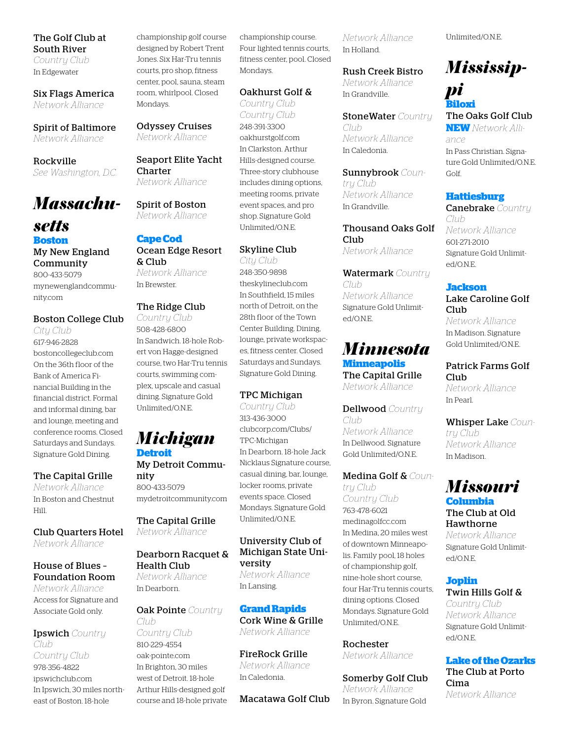**The Golf Club at South River**
*Country Club*
In Edgewater

**Six Flags America**
*Network Alliance*

**Spirit of Baltimore**
*Network Alliance*

**Rockville**
*See Washington, D.C.*

# Massachusetts

### Boston

**My New England Community**
800-433-5079
mynewenglandcommunity.com

**Boston College Club**
*City Club*
617-946-2828
bostoncollegeclub.com
On the 36th floor of the Bank of America Financial Building in the financial district. Formal and informal dining, bar and lounge, meeting and conference rooms. Closed Saturdays and Sundays. Signature Gold Dining.

**The Capital Grille**
*Network Alliance*
In Boston and Chestnut Hill.

**Club Quarters Hotel**
*Network Alliance*

**House of Blues – Foundation Room**
*Network Alliance*
Access for Signature and Associate Gold only.

**Ipswich** *Country Club*
*Country Club*
978-356-4822
ipswichclub.com
In Ipswich, 30 miles northeast of Boston. 18-hole championship golf course designed by Robert Trent Jones. Six Har-Tru tennis courts, pro shop, fitness center, pool, sauna, steam room, whirlpool. Closed Mondays.

**Odyssey Cruises**
*Network Alliance*

**Seaport Elite Yacht Charter**
*Network Alliance*

**Spirit of Boston**
*Network Alliance*

### Cape Cod

**Ocean Edge Resort & Club**
*Network Alliance*
In Brewster.

**The Ridge Club**
*Country Club*
508-428-6800
In Sandwich. 18-hole Robert von Hagge-designed course, two Har-Tru tennis courts, swimming complex, upscale and casual dining. Signature Gold Unlimited/O.N.E.

# Michigan

### Detroit

**My Detroit Community**
800-433-5079
mydetroitcommunity.com

**The Capital Grille**
*Network Alliance*

**Dearborn Racquet & Health Club**
*Network Alliance*
In Dearborn.

**Oak Pointe** *Country Club*
*Country Club*
810-229-4554
oak-pointe.com
In Brighton, 30 miles west of Detroit. 18-hole Arthur Hills-designed golf course and 18-hole private championship course. Four lighted tennis courts, fitness center, pool. Closed Mondays.

**Oakhurst Golf & Country Club**
*Country Club*
248-391-3300
oakhurstgolf.com
In Clarkston. Arthur Hills-designed course. Three-story clubhouse includes dining options, meeting rooms, private event spaces, and pro shop. Signature Gold Unlimited/O.N.E.

**Skyline Club**
*City Club*
248-350-9898
theskylineclub.com
In Southfield, 15 miles north of Detroit, on the 28th floor of the Town Center Building. Dining, lounge, private workspaces, fitness center. Closed Saturdays and Sundays. Signature Gold Dining.

**TPC Michigan**
*Country Club*
313-436-3000
clubcorp.com/Clubs/TPC-Michigan
In Dearborn. 18-hole Jack Nicklaus Signature course, casual dining, bar, lounge, locker rooms, private events space. Closed Mondays. Signature Gold Unlimited/O.N.E.

**University Club of Michigan State University**
*Network Alliance*
In Lansing.

### Grand Rapids

**Cork Wine & Grille**
*Network Alliance*

**FireRock Grille**
*Network Alliance*
In Caledonia.

**Macatawa Golf Club**
*Network Alliance*
In Holland.

**Rush Creek Bistro**
*Network Alliance*
In Grandville.

**StoneWater** *Country Club*
*Network Alliance*
In Caledonia.

**Sunnybrook** *Country Club*
*Network Alliance*
In Grandville.

**Thousand Oaks Golf Club**
*Network Alliance*

**Watermark** *Country Club*
*Network Alliance*
Signature Gold Unlimited/O.N.E.

# Minnesota

### Minneapolis

**The Capital Grille**
*Network Alliance*

**Dellwood** *Country Club*
*Network Alliance*
In Dellwood. Signature Gold Unlimited/O.N.E.

**Medina Golf &** *Country Club*
*Country Club*
763-478-6021
medinagolfcc.com
In Medina, 20 miles west of downtown Minneapolis. Family pool, 18 holes of championship golf, nine-hole short course, four Har-Tru tennis courts, dining options. Closed Mondays. Signature Gold Unlimited/O.N.E.

**Rochester**
*Network Alliance*

**Somerby Golf Club**
*Network Alliance*
In Byron. Signature Gold Unlimited/O.N.E.

# Mississippi

### Biloxi

**The Oaks Golf Club**
**NEW** *Network Alliance*
In Pass Christian. Signature Gold Unlimited/O.N.E. Golf.

### Hattiesburg

**Canebrake** *Country Club*
*Network Alliance*
601-271-2010
Signature Gold Unlimited/O.N.E.

### Jackson

**Lake Caroline Golf Club**
*Network Alliance*
In Madison. Signature Gold Unlimited/O.N.E.

**Patrick Farms Golf Club**
*Network Alliance*
In Pearl.

**Whisper Lake** *Country Club*
*Network Alliance*
In Madison.

# Missouri

### Columbia

**The Club at Old Hawthorne**
*Network Alliance*
Signature Gold Unlimited/O.N.E.

### Joplin

**Twin Hills Golf & Country Club**
*Network Alliance*
Signature Gold Unlimited/O.N.E.

### Lake of the Ozarks

**The Club at Porto Cima**
*Network Alliance*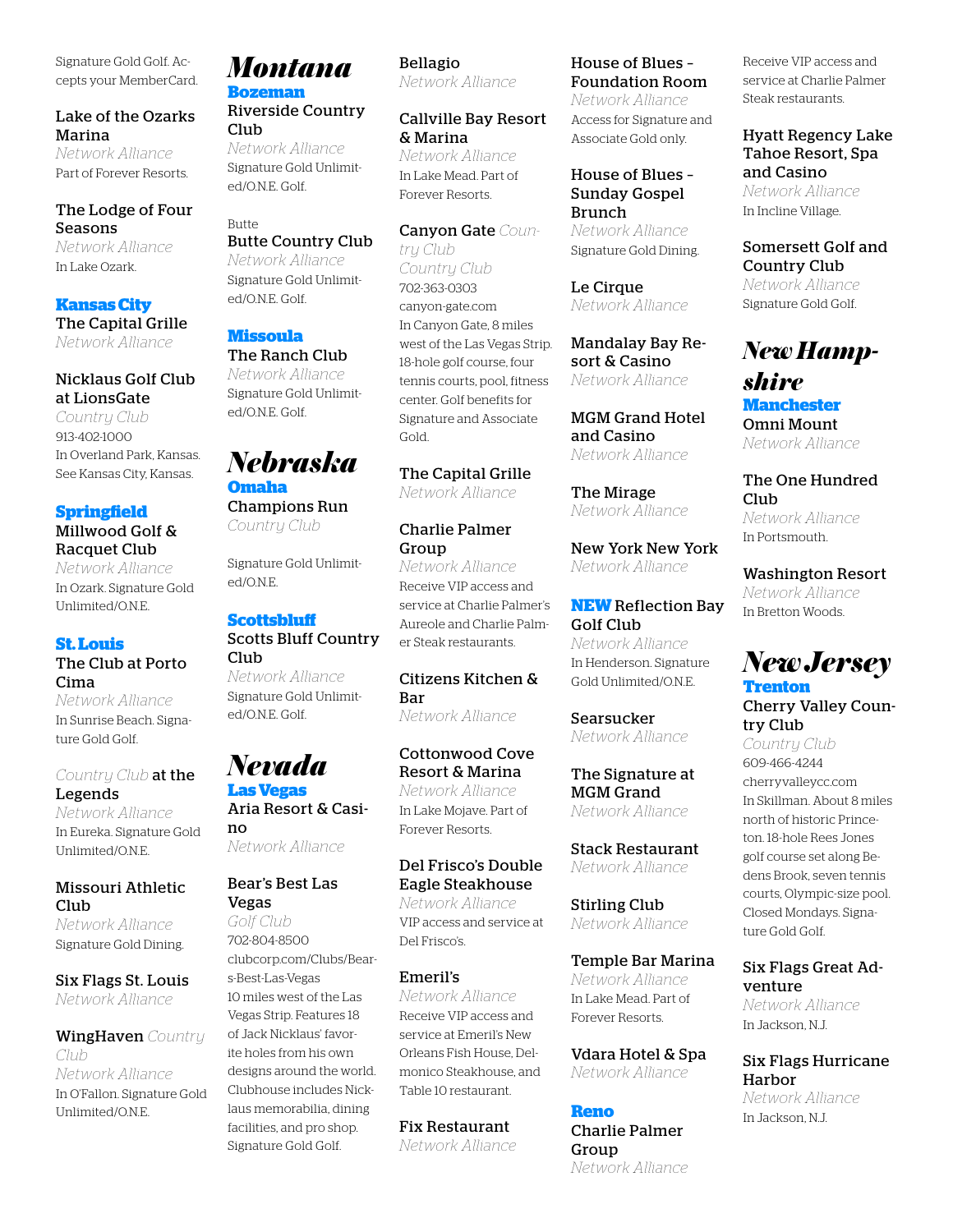Signature Gold Golf. Accepts your MemberCard.

**Lake of the Ozarks Marina**
*Network Alliance*
Part of Forever Resorts.

**The Lodge of Four Seasons**
*Network Alliance*
In Lake Ozark.

### Kansas City

**The Capital Grille**
*Network Alliance*

**Nicklaus Golf Club at LionsGate**
*Country Club*
913-402-1000
In Overland Park, Kansas. See Kansas City, Kansas.

### Springfield

**Millwood Golf & Racquet Club**
*Network Alliance*
In Ozark. Signature Gold Unlimited/O.N.E.

### St. Louis

**The Club at Porto Cima**
*Network Alliance*
In Sunrise Beach. Signature Gold Golf.

***Country Club* at the Legends**
*Network Alliance*
In Eureka. Signature Gold Unlimited/O.N.E.

**Missouri Athletic Club**
*Network Alliance*
Signature Gold Dining.

**Six Flags St. Louis**
*Network Alliance*

**WingHaven *Country Club***
*Network Alliance*
In O'Fallon. Signature Gold Unlimited/O.N.E.

# Montana

### Bozeman

**Riverside Country Club**
*Network Alliance*
Signature Gold Unlimited/O.N.E. Golf.

Butte

**Butte Country Club**
*Network Alliance*
Signature Gold Unlimited/O.N.E. Golf.

### Missoula

**The Ranch Club**
*Network Alliance*
Signature Gold Unlimited/O.N.E. Golf.

# Nebraska

### Omaha

**Champions Run**
*Country Club*

Signature Gold Unlimited/O.N.E.

### Scottsbluff

**Scotts Bluff Country Club**
*Network Alliance*
Signature Gold Unlimited/O.N.E. Golf.

# Nevada

### Las Vegas

**Aria Resort & Casino**
*Network Alliance*

**Bear's Best Las Vegas**
*Golf Club*
702-804-8500
clubcorp.com/Clubs/Bears-Best-Las-Vegas
10 miles west of the Las Vegas Strip. Features 18 of Jack Nicklaus' favorite holes from his own designs around the world. Clubhouse includes Nicklaus memorabilia, dining facilities, and pro shop. Signature Gold Golf.

**Bellagio**
*Network Alliance*

**Callville Bay Resort & Marina**
*Network Alliance*
In Lake Mead. Part of Forever Resorts.

**Canyon Gate *Country Club***
*Country Club*
702-363-0303
canyon-gate.com
In Canyon Gate, 8 miles west of the Las Vegas Strip. 18-hole golf course, four tennis courts, pool, fitness center. Golf benefits for Signature and Associate Gold.

**The Capital Grille**
*Network Alliance*

**Charlie Palmer Group**
*Network Alliance*
Receive VIP access and service at Charlie Palmer's Aureole and Charlie Palmer Steak restaurants.

**Citizens Kitchen & Bar**
*Network Alliance*

**Cottonwood Cove Resort & Marina**
*Network Alliance*
In Lake Mojave. Part of Forever Resorts.

**Del Frisco's Double Eagle Steakhouse**
*Network Alliance*
VIP access and service at Del Frisco's.

**Emeril's**
*Network Alliance*
Receive VIP access and service at Emeril's New Orleans Fish House, Delmonico Steakhouse, and Table 10 restaurant.

**Fix Restaurant**
*Network Alliance*

**House of Blues – Foundation Room**
*Network Alliance*
Access for Signature and Associate Gold only.

**House of Blues – Sunday Gospel Brunch**
*Network Alliance*
Signature Gold Dining.

**Le Cirque**
*Network Alliance*

**Mandalay Bay Resort & Casino**
*Network Alliance*

**MGM Grand Hotel and Casino**
*Network Alliance*

**The Mirage**
*Network Alliance*

**New York New York**
*Network Alliance*

**NEW Reflection Bay Golf Club**
*Network Alliance*
In Henderson. Signature Gold Unlimited/O.N.E.

**Searsucker**
*Network Alliance*

**The Signature at MGM Grand**
*Network Alliance*

**Stack Restaurant**
*Network Alliance*

**Stirling Club**
*Network Alliance*

**Temple Bar Marina**
*Network Alliance*
In Lake Mead. Part of Forever Resorts.

**Vdara Hotel & Spa**
*Network Alliance*

### Reno

**Charlie Palmer Group**
*Network Alliance*
Receive VIP access and service at Charlie Palmer Steak restaurants.

**Hyatt Regency Lake Tahoe Resort, Spa and Casino**
*Network Alliance*
In Incline Village.

**Somersett Golf and Country Club**
*Network Alliance*
Signature Gold Golf.

# New Hampshire

### Manchester

**Omni Mount**
*Network Alliance*

**The One Hundred Club**
*Network Alliance*
In Portsmouth.

**Washington Resort**
*Network Alliance*
In Bretton Woods.

# New Jersey

### Trenton

**Cherry Valley Country Club**
*Country Club*
609-466-4244
cherryvalleycc.com
In Skillman. About 8 miles north of historic Princeton. 18-hole Rees Jones golf course set along Bedens Brook, seven tennis courts, Olympic-size pool. Closed Mondays. Signature Gold Golf.

**Six Flags Great Adventure**
*Network Alliance*
In Jackson, N.J.

**Six Flags Hurricane Harbor**
*Network Alliance*
In Jackson, N.J.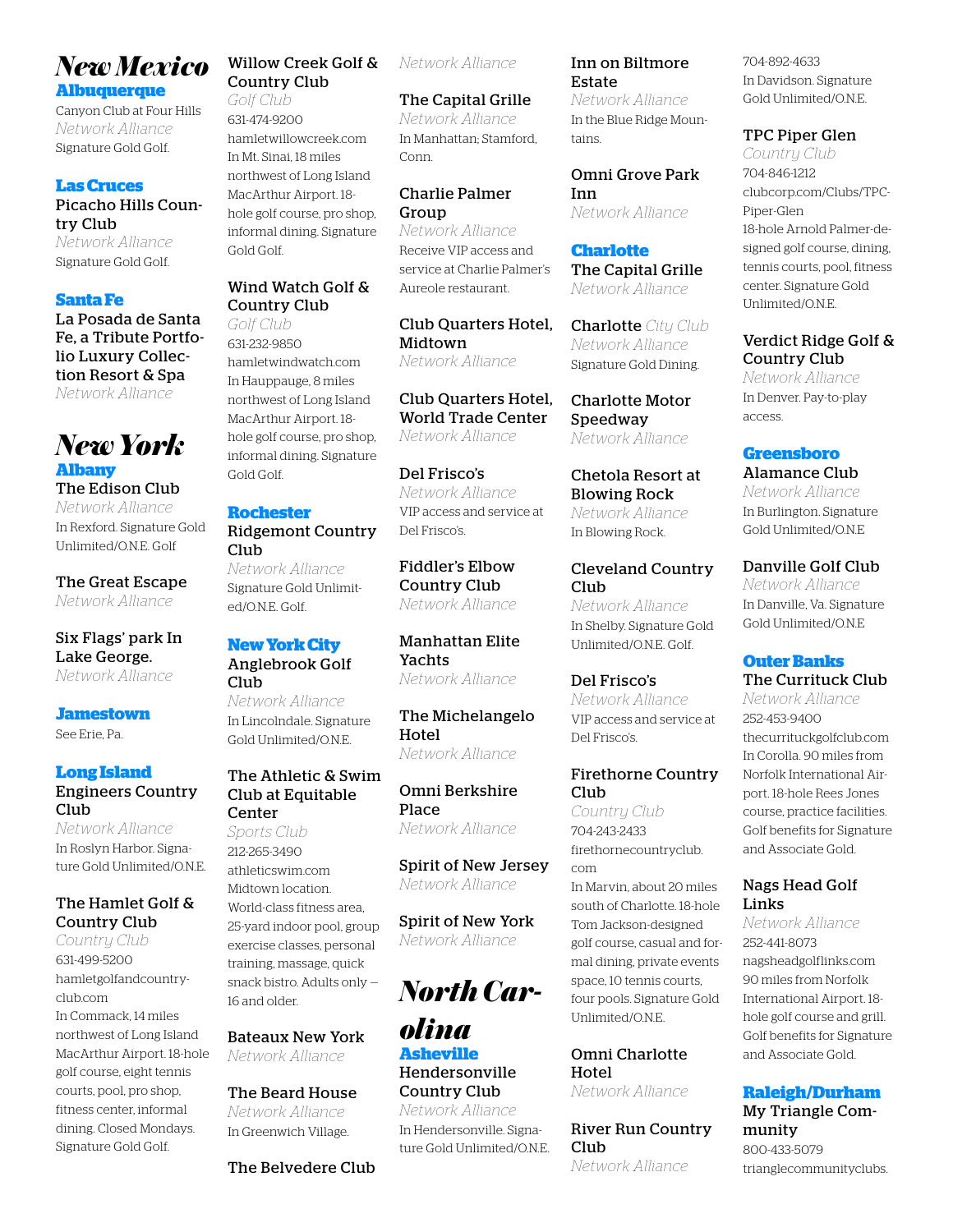# New Mexico

## Albuquerque

Canyon Club at Four Hills
*Network Alliance*
Signature Gold Golf.

## Las Cruces

### Picacho Hills Country Club

*Network Alliance*
Signature Gold Golf.

## Santa Fe

### La Posada de Santa Fe, a Tribute Portfolio Luxury Collection Resort & Spa

*Network Alliance*

# New York

## Albany

### The Edison Club

*Network Alliance*
In Rexford. Signature Gold Unlimited/O.N.E. Golf

### The Great Escape

*Network Alliance*

### Six Flags' park In Lake George.

*Network Alliance*

## Jamestown

See Erie, Pa.

## Long Island

### Engineers Country Club

*Network Alliance*
In Roslyn Harbor. Signature Gold Unlimited/O.N.E.

### The Hamlet Golf & Country Club

*Country Club*
631-499-5200
hamletgolfandcountryclub.com
In Commack, 14 miles northwest of Long Island MacArthur Airport. 18-hole golf course, eight tennis courts, pool, pro shop, fitness center, informal dining. Closed Mondays. Signature Gold Golf.

### Willow Creek Golf & Country Club

*Golf Club*
631-474-9200
hamletwillowcreek.com
In Mt. Sinai, 18 miles northwest of Long Island MacArthur Airport. 18-hole golf course, pro shop, informal dining. Signature Gold Golf.

### Wind Watch Golf & Country Club

*Golf Club*
631-232-9850
hamletwindwatch.com
In Hauppauge, 8 miles northwest of Long Island MacArthur Airport. 18-hole golf course, pro shop, informal dining. Signature Gold Golf.

## Rochester

### Ridgemont Country Club

*Network Alliance*
Signature Gold Unlimited/O.N.E. Golf.

## New York City

### Anglebrook Golf Club

*Network Alliance*
In Lincolndale. Signature Gold Unlimited/O.N.E.

### The Athletic & Swim Club at Equitable Center

*Sports Club*
212-265-3490
athleticswim.com
Midtown location. World-class fitness area, 25-yard indoor pool, group exercise classes, personal training, massage, quick snack bistro. Adults only — 16 and older.

### Bateaux New York

*Network Alliance*

### The Beard House

*Network Alliance*
In Greenwich Village.

### The Belvedere Club

*Network Alliance*

### The Capital Grille

*Network Alliance*
In Manhattan; Stamford, Conn.

### Charlie Palmer Group

*Network Alliance*
Receive VIP access and service at Charlie Palmer's Aureole restaurant.

### Club Quarters Hotel, Midtown

*Network Alliance*

### Club Quarters Hotel, World Trade Center

*Network Alliance*

### Del Frisco's

*Network Alliance*
VIP access and service at Del Frisco's.

### Fiddler's Elbow Country Club

*Network Alliance*

### Manhattan Elite Yachts

*Network Alliance*

### The Michelangelo Hotel

*Network Alliance*

### Omni Berkshire Place

*Network Alliance*

### Spirit of New Jersey

*Network Alliance*

### Spirit of New York

*Network Alliance*

# North Carolina

## Asheville

### Hendersonville Country Club

*Network Alliance*
In Hendersonville. Signature Gold Unlimited/O.N.E.

### Inn on Biltmore Estate

*Network Alliance*
In the Blue Ridge Mountains.

### Omni Grove Park Inn

*Network Alliance*

## Charlotte

### The Capital Grille

*Network Alliance*

### Charlotte *City Club*

*Network Alliance*
Signature Gold Dining.

### Charlotte Motor Speedway

*Network Alliance*

### Chetola Resort at Blowing Rock

*Network Alliance*
In Blowing Rock.

### Cleveland Country Club

*Network Alliance*
In Shelby. Signature Gold Unlimited/O.N.E. Golf.

### Del Frisco's

*Network Alliance*
VIP access and service at Del Frisco's.

### Firethorne Country Club

*Country Club*
704-243-2433
firethornecountryclub.com
In Marvin, about 20 miles south of Charlotte. 18-hole Tom Jackson-designed golf course, casual and formal dining, private events space, 10 tennis courts, four pools. Signature Gold Unlimited/O.N.E.

### Omni Charlotte Hotel

*Network Alliance*

### River Run Country Club

*Network Alliance*
704-892-4633
In Davidson. Signature Gold Unlimited/O.N.E.

### TPC Piper Glen

*Country Club*
704-846-1212
clubcorp.com/Clubs/TPC-Piper-Glen
18-hole Arnold Palmer-designed golf course, dining, tennis courts, pool, fitness center. Signature Gold Unlimited/O.N.E.

### Verdict Ridge Golf & Country Club

*Network Alliance*
In Denver. Pay-to-play access.

## Greensboro

### Alamance Club

*Network Alliance*
In Burlington. Signature Gold Unlimited/O.N.E

### Danville Golf Club

*Network Alliance*
In Danville, Va. Signature Gold Unlimited/O.N.E

## Outer Banks

### The Currituck Club

*Network Alliance*
252-453-9400
thecurrituckgolfclub.com
In Corolla. 90 miles from Norfolk International Airport. 18-hole Rees Jones course, practice facilities. Golf benefits for Signature and Associate Gold.

### Nags Head Golf Links

*Network Alliance*
252-441-8073
nagsheadgolflinks.com
90 miles from Norfolk International Airport. 18-hole golf course and grill. Golf benefits for Signature and Associate Gold.

## Raleigh/Durham

### My Triangle Community

800-433-5079
trianglecommunityclubs.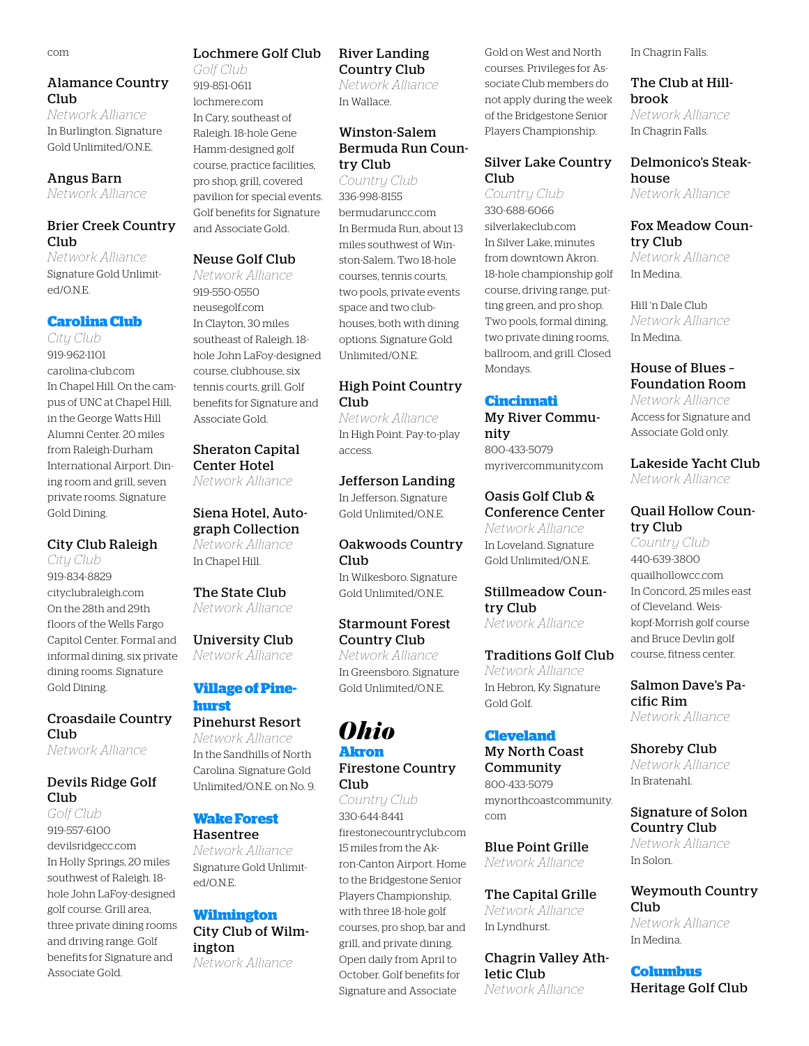com

### Alamance Country Club

*Network Alliance*

In Burlington. Signature Gold Unlimited/O.N.E.

### Angus Barn

*Network Alliance*

### Brier Creek Country Club

*Network Alliance*

Signature Gold Unlimited/O.N.E.

## Carolina Club

*City Club*

919-962-1101

carolina-club.com

In Chapel Hill. On the campus of UNC at Chapel Hill, in the George Watts Hill Alumni Center. 20 miles from Raleigh-Durham International Airport. Dining room and grill, seven private rooms. Signature Gold Dining.

### City Club Raleigh

*City Club*

919-834-8829

cityclubraleigh.com

On the 28th and 29th floors of the Wells Fargo Capitol Center. Formal and informal dining, six private dining rooms. Signature Gold Dining.

### Croasdaile Country Club

*Network Alliance*

### Devils Ridge Golf Club

*Golf Club*

919-557-6100

devilsridgecc.com

In Holly Springs, 20 miles southwest of Raleigh. 18-hole John LaFoy-designed golf course. Grill area, three private dining rooms and driving range. Golf benefits for Signature and Associate Gold.

### Lochmere Golf Club

*Golf Club*

919-851-0611

lochmere.com

In Cary, southeast of Raleigh. 18-hole Gene Hamm-designed golf course, practice facilities, pro shop, grill, covered pavilion for special events. Golf benefits for Signature and Associate Gold.

### Neuse Golf Club

*Network Alliance*

919-550-0550

neusegolf.com

In Clayton, 30 miles southeast of Raleigh. 18-hole John LaFoy-designed course, clubhouse, six tennis courts, grill. Golf benefits for Signature and Associate Gold.

### Sheraton Capital Center Hotel

*Network Alliance*

### Siena Hotel, Autograph Collection

*Network Alliance*

In Chapel Hill.

### The State Club

*Network Alliance*

### University Club

*Network Alliance*

## Village of Pinehurst

### Pinehurst Resort

*Network Alliance*

In the Sandhills of North Carolina. Signature Gold Unlimited/O.N.E. on No. 9.

## Wake Forest

### Hasentree

*Network Alliance*

Signature Gold Unlimited/O.N.E.

## Wilmington

### City Club of Wilmington

*Network Alliance*

### River Landing Country Club

*Network Alliance*

In Wallace.

### Winston-Salem Bermuda Run Country Club

*Country Club*

336-998-8155

bermudaruncc.com

In Bermuda Run, about 13 miles southwest of Winston-Salem. Two 18-hole courses, tennis courts, two pools, private events space and two clubhouses, both with dining options. Signature Gold Unlimited/O.N.E.

### High Point Country Club

*Network Alliance*

In High Point. Pay-to-play access.

### Jefferson Landing

In Jefferson. Signature Gold Unlimited/O.N.E.

### Oakwoods Country Club

In Wilkesboro. Signature Gold Unlimited/O.N.E.

### Starmount Forest Country Club

*Network Alliance*

In Greensboro. Signature Gold Unlimited/O.N.E.

# Ohio

## Akron

### Firestone Country Club

*Country Club*

330-644-8441

firestonecountryclub.com

15 miles from the Akron-Canton Airport. Home to the Bridgestone Senior Players Championship, with three 18-hole golf courses, pro shop, bar and grill, and private dining. Open daily from April to October. Golf benefits for Signature and Associate Gold on West and North courses. Privileges for Associate Club members do not apply during the week of the Bridgestone Senior Players Championship.

### Silver Lake Country Club

*Country Club*

330-688-6066

silverlakeclub.com

In Silver Lake, minutes from downtown Akron. 18-hole championship golf course, driving range, putting green, and pro shop. Two pools, formal dining, two private dining rooms, ballroom, and grill. Closed Mondays.

## Cincinnati

### My River Community

800-433-5079

myrivercommunity.com

### Oasis Golf Club & Conference Center

*Network Alliance*

In Loveland. Signature Gold Unlimited/O.N.E.

### Stillmeadow Country Club

*Network Alliance*

### Traditions Golf Club

*Network Alliance*

In Hebron, Ky. Signature Gold Golf.

## Cleveland

### My North Coast Community

800-433-5079

mynorthcoastcommunity.com

### Blue Point Grille

*Network Alliance*

### The Capital Grille

*Network Alliance*

In Lyndhurst.

### Chagrin Valley Athletic Club

*Network Alliance*

In Chagrin Falls.

### The Club at Hillbrook

*Network Alliance*

In Chagrin Falls.

### Delmonico's Steakhouse

*Network Alliance*

### Fox Meadow Country Club

*Network Alliance*

In Medina.

Hill 'n Dale Club

*Network Alliance*

In Medina.

### House of Blues – Foundation Room

*Network Alliance*

Access for Signature and Associate Gold only.

### Lakeside Yacht Club

*Network Alliance*

### Quail Hollow Country Club

*Country Club*

440-639-3800

quailhollowcc.com

In Concord, 25 miles east of Cleveland. Weiskopf-Morrish golf course and Bruce Devlin golf course, fitness center.

### Salmon Dave's Pacific Rim

*Network Alliance*

### Shoreby Club

*Network Alliance*

In Bratenahl.

### Signature of Solon Country Club

*Network Alliance*

In Solon.

### Weymouth Country Club

*Network Alliance*

In Medina.

## Columbus

### Heritage Golf Club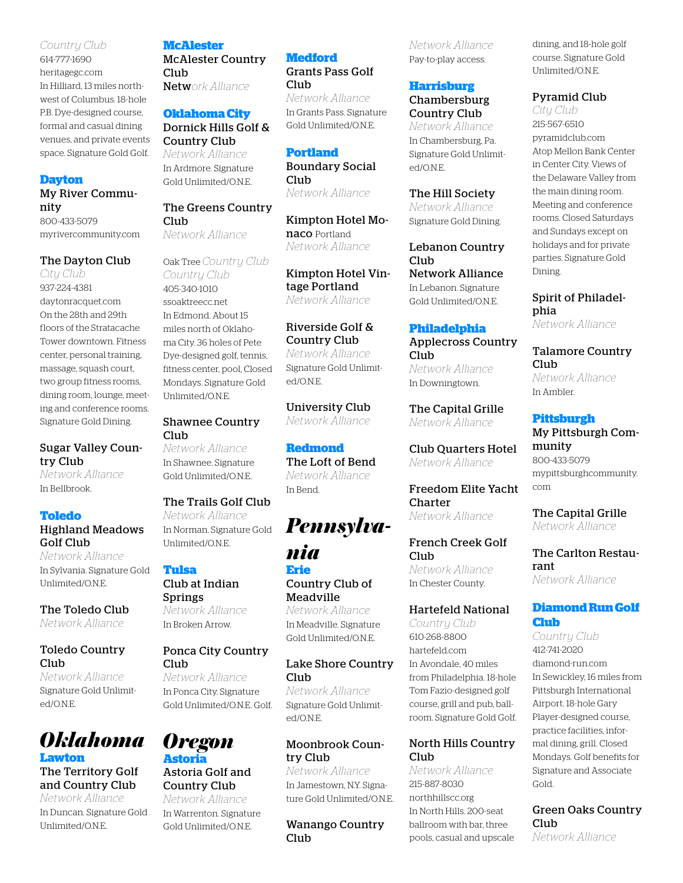*Country Club*
614-777-1690
heritagegc.com
In Hilliard, 13 miles northwest of Columbus. 18-hole P.B. Dye-designed course, formal and casual dining venues, and private events space. Signature Gold Golf.

### Dayton

**My River Community**
800-433-5079
myrivercommunity.com

**The Dayton Club**
*City Club*
937-224-4381
daytonracquet.com
On the 28th and 29th floors of the Stratacache Tower downtown. Fitness center, personal training, massage, squash court, two group fitness rooms, dining room, lounge, meeting and conference rooms. Signature Gold Dining.

**Sugar Valley Country Club**
*Network Alliance*
In Bellbrook.

### Toledo

**Highland Meadows Golf Club**
*Network Alliance*
In Sylvania. Signature Gold Unlimited/O.N.E.

**The Toledo Club**
*Network Alliance*

**Toledo Country Club**
*Network Alliance*
Signature Gold Unlimited/O.N.E.

## Oklahoma

### Lawton

**The Territory Golf and Country Club**
*Network Alliance*
In Duncan. Signature Gold Unlimited/O.N.E.

### McAlester

**McAlester Country Club**
*Network Alliance*

### Oklahoma City

**Dornick Hills Golf & Country Club**
*Network Alliance*
In Ardmore. Signature Gold Unlimited/O.N.E.

**The Greens Country Club**
*Network Alliance*

**Oak Tree** *Country Club*
*Country Club*
405-340-1010
ssoaktreecc.net
In Edmond. About 15 miles north of Oklahoma City. 36 holes of Pete Dye-designed golf, tennis, fitness center, pool, Closed Mondays. Signature Gold Unlimited/O.N.E.

**Shawnee Country Club**
*Network Alliance*
In Shawnee. Signature Gold Unlimited/O.N.E.

**The Trails Golf Club**
*Network Alliance*
In Norman. Signature Gold Unlimited/O.N.E.

### Tulsa

**Club at Indian Springs**
*Network Alliance*
In Broken Arrow.

**Ponca City Country Club**
*Network Alliance*
In Ponca City. Signature Gold Unlimited/O.N.E. Golf.

## Oregon

### Astoria

**Astoria Golf and Country Club**
*Network Alliance*
In Warrenton. Signature Gold Unlimited/O.N.E.

### Medford

**Grants Pass Golf Club**
*Network Alliance*
In Grants Pass. Signature Gold Unlimited/O.N.E.

### Portland

**Boundary Social Club**
*Network Alliance*

**Kimpton Hotel Monaco** Portland
*Network Alliance*

**Kimpton Hotel Vintage Portland**
*Network Alliance*

**Riverside Golf & Country Club**
*Network Alliance*
Signature Gold Unlimited/O.N.E.

**University Club**
*Network Alliance*

### Redmond

**The Loft of Bend**
*Network Alliance*
In Bend.

## Pennsylvania

### Erie

**Country Club of Meadville**
*Network Alliance*
In Meadville. Signature Gold Unlimited/O.N.E.

**Lake Shore Country Club**
*Network Alliance*
Signature Gold Unlimited/O.N.E.

**Moonbrook Country Club**
*Network Alliance*
In Jamestown, N.Y. Signature Gold Unlimited/O.N.E.

**Wanango Country Club**
*Network Alliance*
Pay-to-play access.

### Harrisburg

**Chambersburg Country Club**
*Network Alliance*
In Chambersburg, Pa. Signature Gold Unlimited/O.N.E.

**The Hill Society**
*Network Alliance*
Signature Gold Dining.

**Lebanon Country Club**
**Network Alliance**
In Lebanon. Signature Gold Unlimited/O.N.E.

### Philadelphia

**Applecross Country Club**
*Network Alliance*
In Downingtown.

**The Capital Grille**
*Network Alliance*

**Club Quarters Hotel**
*Network Alliance*

**Freedom Elite Yacht Charter**
*Network Alliance*

**French Creek Golf Club**
*Network Alliance*
In Chester County.

**Hartefeld National**
*Country Club*
610-268-8800
hartefeld.com
In Avondale, 40 miles from Philadelphia. 18-hole Tom Fazio-designed golf course, grill and pub, ballroom. Signature Gold Golf.

**North Hills Country Club**
*Network Alliance*
215-887-8030
northhillscc.org
In North Hills. 200-seat ballroom with bar, three pools, casual and upscale dining, and 18-hole golf course. Signature Gold Unlimited/O.N.E.

**Pyramid Club**
*City Club*
215-567-6510
pyramidclub.com
Atop Mellon Bank Center in Center City. Views of the Delaware Valley from the main dining room. Meeting and conference rooms. Closed Saturdays and Sundays except on holidays and for private parties. Signature Gold Dining.

**Spirit of Philadelphia**
*Network Alliance*

**Talamore Country Club**
*Network Alliance*
In Ambler.

### Pittsburgh

**My Pittsburgh Community**
800-433-5079
mypittsburghcommunity.com

**The Capital Grille**
*Network Alliance*

**The Carlton Restaurant**
*Network Alliance*

### Diamond Run Golf Club

*Country Club*
412-741-2020
diamond-run.com
In Sewickley, 16 miles from Pittsburgh International Airport. 18-hole Gary Player-designed course, practice facilities, informal dining, grill. Closed Mondays. Golf benefits for Signature and Associate Gold.

**Green Oaks Country Club**
*Network Alliance*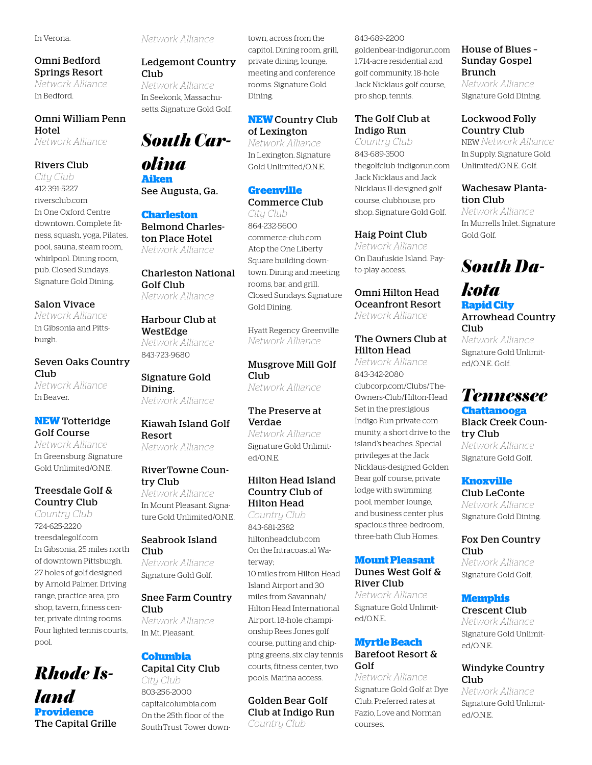In Verona.

**Omni Bedford Springs Resort**
*Network Alliance*
In Bedford.

**Omni William Penn Hotel**
*Network Alliance*

**Rivers Club**
*City Club*
412-391-5227
riversclub.com
In One Oxford Centre downtown. Complete fitness, squash, yoga, Pilates, pool, sauna, steam room, whirlpool. Dining room, pub. Closed Sundays. Signature Gold Dining.

**Salon Vivace**
*Network Alliance*
In Gibsonia and Pittsburgh.

**Seven Oaks Country Club**
*Network Alliance*
In Beaver.

**NEW Totteridge Golf Course**
*Network Alliance*
In Greensburg. Signature Gold Unlimited/O.N.E.

**Treesdale Golf & Country Club**
*Country Club*
724-625-2220
treesdalegolf.com
In Gibsonia, 25 miles north of downtown Pittsburgh. 27 holes of golf designed by Arnold Palmer. Driving range, practice area, pro shop, tavern, fitness center, private dining rooms. Four lighted tennis courts, pool.

# Rhode Island

### Providence

**The Capital Grille**
*Network Alliance*

**Ledgemont Country Club**
*Network Alliance*
In Seekonk, Massachusetts. Signature Gold Golf.

# South Carolina

### Aiken

**See Augusta, Ga.**

### Charleston

**Belmond Charleston Place Hotel**
*Network Alliance*

**Charleston National Golf Club**
*Network Alliance*

**Harbour Club at WestEdge**
*Network Alliance*
843-723-9680

**Signature Gold Dining.**
*Network Alliance*

**Kiawah Island Golf Resort**
*Network Alliance*

**RiverTowne Country Club**
*Network Alliance*
In Mount Pleasant. Signature Gold Unlimited/O.N.E.

**Seabrook Island Club**
*Network Alliance*
Signature Gold Golf.

**Snee Farm Country Club**
*Network Alliance*
In Mt. Pleasant.

### Columbia

**Capital City Club**
*City Club*
803-256-2000
capitalcolumbia.com
On the 25th floor of the SouthTrust Tower downtown, across from the capitol. Dining room, grill, private dining, lounge, meeting and conference rooms. Signature Gold Dining.

**NEW Country Club of Lexington**
*Network Alliance*
In Lexington. Signature Gold Unlimited/O.N.E.

### Greenville

**Commerce Club**
*City Club*
864-232-5600
commerce-club.com
Atop the One Liberty Square building downtown. Dining and meeting rooms, bar, and grill. Closed Sundays. Signature Gold Dining.

Hyatt Regency Greenville
*Network Alliance*

**Musgrove Mill Golf Club**
*Network Alliance*

**The Preserve at Verdae**
*Network Alliance*
Signature Gold Unlimited/O.N.E.

**Hilton Head Island Country Club of Hilton Head**
*Country Club*
843-681-2582
hiltonheadclub.com
On the Intracoastal Waterway;
10 miles from Hilton Head Island Airport and 30 miles from Savannah/Hilton Head International Airport. 18-hole championship Rees Jones golf course, putting and chipping greens, six clay tennis courts, fitness center, two pools. Marina access.

**Golden Bear Golf Club at Indigo Run**
*Country Club*
843-689-2200
goldenbear-indigorun.com
1,714-acre residential and golf community. 18-hole Jack Nicklaus golf course, pro shop, tennis.

**The Golf Club at Indigo Run**
*Country Club*
843-689-3500
thegolfclub-indigorun.com
Jack Nicklaus and Jack Nicklaus II-designed golf course, clubhouse, pro shop. Signature Gold Golf.

**Haig Point Club**
*Network Alliance*
On Daufuskie Island. Pay-to-play access.

**Omni Hilton Head Oceanfront Resort**
*Network Alliance*

**The Owners Club at Hilton Head**
*Network Alliance*
843-342-2080
clubcorp.com/Clubs/The-Owners-Club/Hilton-Head
Set in the prestigious Indigo Run private community, a short drive to the island's beaches. Special privileges at the Jack Nicklaus-designed Golden Bear golf course, private lodge with swimming pool, member lounge, and business center plus spacious three-bedroom, three-bath Club Homes.

### Mount Pleasant

**Dunes West Golf & River Club**
*Network Alliance*
Signature Gold Unlimited/O.N.E.

### Myrtle Beach

**Barefoot Resort & Golf**
*Network Alliance*
Signature Gold Golf at Dye Club. Preferred rates at Fazio, Love and Norman courses.

**House of Blues – Sunday Gospel Brunch**
*Network Alliance*
Signature Gold Dining.

**Lockwood Folly Country Club**
NEW *Network Alliance*
In Supply. Signature Gold Unlimited/O.N.E. Golf.

**Wachesaw Plantation Club**
*Network Alliance*
In Murrells Inlet. Signature Gold Golf.

# South Dakota

### Rapid City

**Arrowhead Country Club**
*Network Alliance*
Signature Gold Unlimited/O.N.E. Golf.

# Tennessee

### Chattanooga

**Black Creek Country Club**
*Network Alliance*
Signature Gold Golf.

### Knoxville

**Club LeConte**
*Network Alliance*
Signature Gold Dining.

**Fox Den Country Club**
*Network Alliance*
Signature Gold Golf.

### Memphis

**Crescent Club**
*Network Alliance*
Signature Gold Unlimited/O.N.E.

**Windyke Country Club**
*Network Alliance*
Signature Gold Unlimited/O.N.E.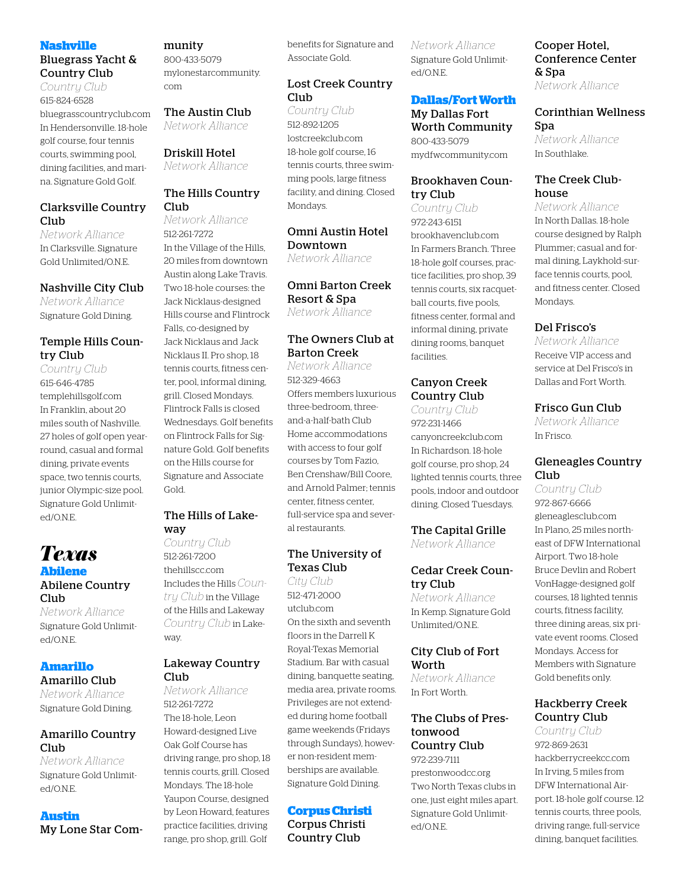### Nashville

**Bluegrass Yacht & Country Club**
*Country Club*
615-824-6528
bluegrasscountryclub.com
In Hendersonville. 18-hole golf course, four tennis courts, swimming pool, dining facilities, and marina. Signature Gold Golf.

**Clarksville Country Club**
*Network Alliance*
In Clarksville. Signature Gold Unlimited/O.N.E.

**Nashville City Club**
*Network Alliance*
Signature Gold Dining.

**Temple Hills Country Club**
*Country Club*
615-646-4785
templehillsgolf.com
In Franklin, about 20 miles south of Nashville. 27 holes of golf open year-round, casual and formal dining, private events space, two tennis courts, junior Olympic-size pool. Signature Gold Unlimited/O.N.E.

## Texas

### Abilene

**Abilene Country Club**
*Network Alliance*
Signature Gold Unlimited/O.N.E.

### Amarillo

**Amarillo Club**
*Network Alliance*
Signature Gold Dining.

**Amarillo Country Club**
*Network Alliance*
Signature Gold Unlimited/O.N.E.

### Austin

**My Lone Star Community**
800-433-5079
mylonestarcommunity.com

**The Austin Club**
*Network Alliance*

**Driskill Hotel**
*Network Alliance*

**The Hills Country Club**
*Network Alliance*
512-261-7272
In the Village of the Hills, 20 miles from downtown Austin along Lake Travis. Two 18-hole courses: the Jack Nicklaus-designed Hills course and Flintrock Falls, co-designed by Jack Nicklaus and Jack Nicklaus II. Pro shop, 18 tennis courts, fitness center, pool, informal dining, grill. Closed Mondays. Flintrock Falls is closed Wednesdays. Golf benefits on Flintrock Falls for Signature Gold. Golf benefits on the Hills course for Signature and Associate Gold.

**The Hills of Lakeway**
*Country Club*
512-261-7200
thehillscc.com
Includes the Hills *Country Club* in the Village of the Hills and Lakeway *Country Club* in Lakeway.

**Lakeway Country Club**
*Network Alliance*
512-261-7272
The 18-hole, Leon Howard-designed Live Oak Golf Course has driving range, pro shop, 18 tennis courts, grill. Closed Mondays. The 18-hole Yaupon Course, designed by Leon Howard, features practice facilities, driving range, pro shop, grill. Golf benefits for Signature and Associate Gold.

**Lost Creek Country Club**
*Country Club*
512-892-1205
lostcreekclub.com
18-hole golf course, 16 tennis courts, three swimming pools, large fitness facility, and dining. Closed Mondays.

**Omni Austin Hotel Downtown**
*Network Alliance*

**Omni Barton Creek Resort & Spa**
*Network Alliance*

**The Owners Club at Barton Creek**
*Network Alliance*
512-329-4663
Offers members luxurious three-bedroom, three-and-a-half-bath Club Home accommodations with access to four golf courses by Tom Fazio, Ben Crenshaw/Bill Coore, and Arnold Palmer; tennis center, fitness center, full-service spa and several restaurants.

**The University of Texas Club**
*City Club*
512-471-2000
utclub.com
On the sixth and seventh floors in the Darrell K Royal-Texas Memorial Stadium. Bar with casual dining, banquette seating, media area, private rooms. Privileges are not extended during home football game weekends (Fridays through Sundays), however non-resident memberships are available. Signature Gold Dining.

### Corpus Christi

**Corpus Christi Country Club**
*Network Alliance*
Signature Gold Unlimited/O.N.E.

### Dallas/Fort Worth

**My Dallas Fort Worth Community**
800-433-5079
mydfwcommunity.com

**Brookhaven Country Club**
*Country Club*
972-243-6151
brookhavenclub.com
In Farmers Branch. Three 18-hole golf courses, practice facilities, pro shop, 39 tennis courts, six racquetball courts, five pools, fitness center, formal and informal dining, private dining rooms, banquet facilities.

**Canyon Creek Country Club**
*Country Club*
972-231-1466
canyoncreekclub.com
In Richardson. 18-hole golf course, pro shop, 24 lighted tennis courts, three pools, indoor and outdoor dining. Closed Tuesdays.

**The Capital Grille**
*Network Alliance*

**Cedar Creek Country Club**
*Network Alliance*
In Kemp. Signature Gold Unlimited/O.N.E.

**City Club of Fort Worth**
*Network Alliance*
In Fort Worth.

**The Clubs of Prestonwood Country Club**
972-239-7111
prestonwoodcc.org
Two North Texas clubs in one, just eight miles apart. Signature Gold Unlimited/O.N.E.

**Cooper Hotel, Conference Center & Spa**
*Network Alliance*

**Corinthian Wellness Spa**
*Network Alliance*
In Southlake.

**The Creek Clubhouse**
*Network Alliance*
In North Dallas. 18-hole course designed by Ralph Plummer; casual and formal dining, Laykhold-surface tennis courts, pool, and fitness center. Closed Mondays.

**Del Frisco's**
*Network Alliance*
Receive VIP access and service at Del Frisco's in Dallas and Fort Worth.

**Frisco Gun Club**
*Network Alliance*
In Frisco.

**Gleneagles Country Club**
*Country Club*
972-867-6666
gleneaglesclub.com
In Plano, 25 miles northeast of DFW International Airport. Two 18-hole Bruce Devlin and Robert VonHagge-designed golf courses, 18 lighted tennis courts, fitness facility, three dining areas, six private event rooms. Closed Mondays. Access for Members with Signature Gold benefits only.

**Hackberry Creek Country Club**
*Country Club*
972-869-2631
hackberrycreekcc.com
In Irving, 5 miles from DFW International Airport. 18-hole golf course. 12 tennis courts, three pools, driving range, full-service dining, banquet facilities.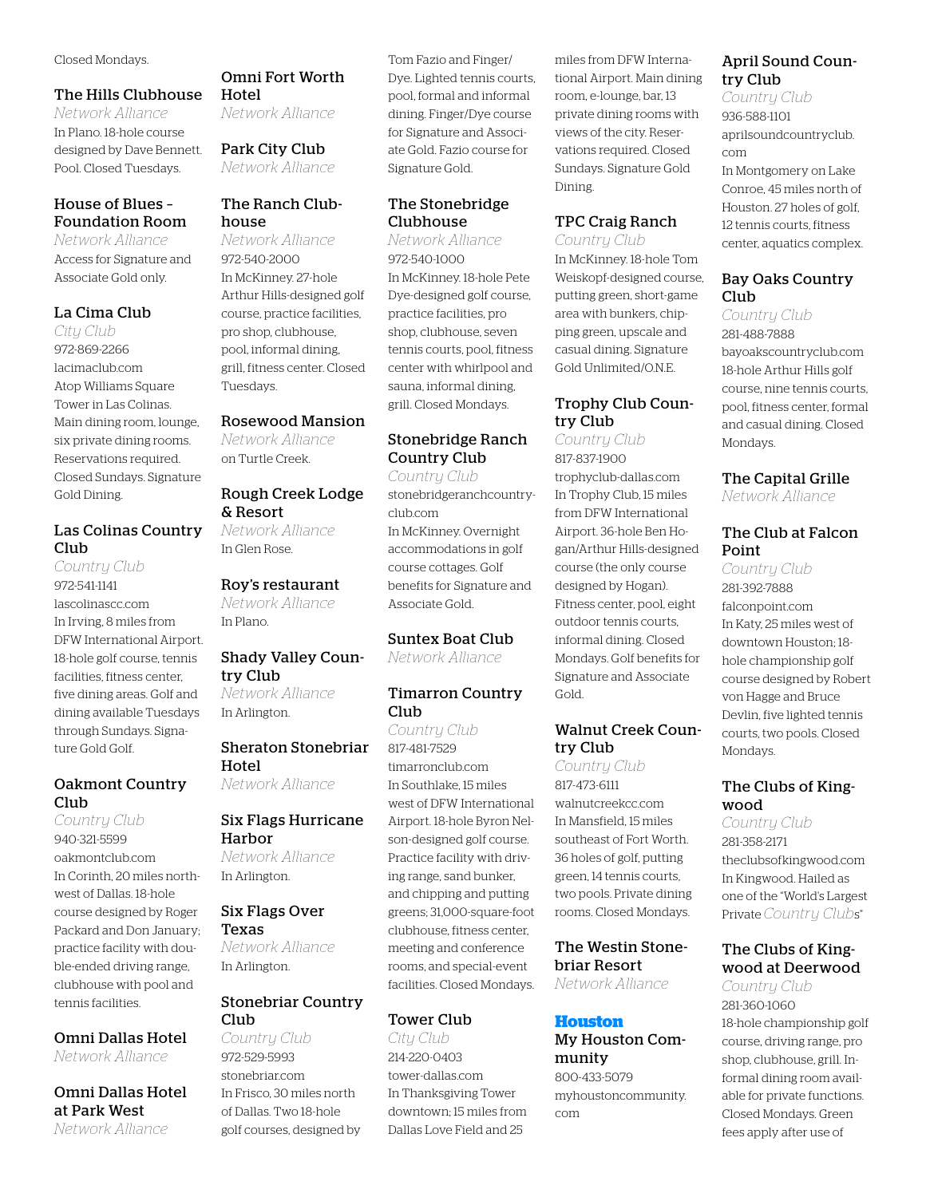Closed Mondays.

### The Hills Clubhouse

*Network Alliance*

In Plano. 18-hole course designed by Dave Bennett. Pool. Closed Tuesdays.

### House of Blues – Foundation Room

*Network Alliance*

Access for Signature and Associate Gold only.

### La Cima Club

*City Club*

972-869-2266

lacimaclub.com

Atop Williams Square Tower in Las Colinas. Main dining room, lounge, six private dining rooms. Reservations required. Closed Sundays. Signature Gold Dining.

### Las Colinas Country Club

*Country Club*

972-541-1141

lascolinascc.com

In Irving, 8 miles from DFW International Airport. 18-hole golf course, tennis facilities, fitness center, five dining areas. Golf and dining available Tuesdays through Sundays. Signature Gold Golf.

### Oakmont Country Club

*Country Club*

940-321-5599

oakmontclub.com

In Corinth, 20 miles northwest of Dallas. 18-hole course designed by Roger Packard and Don January; practice facility with double-ended driving range, clubhouse with pool and tennis facilities.

### Omni Dallas Hotel

*Network Alliance*

### Omni Dallas Hotel at Park West

*Network Alliance*

### Omni Fort Worth Hotel

*Network Alliance*

### Park City Club

*Network Alliance*

### The Ranch Clubhouse

*Network Alliance*

972-540-2000

In McKinney. 27-hole Arthur Hills-designed golf course, practice facilities, pro shop, clubhouse, pool, informal dining, grill, fitness center. Closed Tuesdays.

### Rosewood Mansion

*Network Alliance*

on Turtle Creek.

### Rough Creek Lodge & Resort

*Network Alliance*

In Glen Rose.

### Roy's restaurant

*Network Alliance*

In Plano.

### Shady Valley Country Club

*Network Alliance*

In Arlington.

### Sheraton Stonebriar Hotel

*Network Alliance*

### Six Flags Hurricane Harbor

*Network Alliance*

In Arlington.

### Six Flags Over Texas

*Network Alliance*

In Arlington.

### Stonebriar Country Club

*Country Club*

972-529-5993

stonebriar.com

In Frisco, 30 miles north of Dallas. Two 18-hole golf courses, designed by Tom Fazio and Finger/Dye. Lighted tennis courts, pool, formal and informal dining. Finger/Dye course for Signature and Associate Gold. Fazio course for Signature Gold.

### The Stonebridge Clubhouse

*Network Alliance*

972-540-1000

In McKinney. 18-hole Pete Dye-designed golf course, practice facilities, pro shop, clubhouse, seven tennis courts, pool, fitness center with whirlpool and sauna, informal dining, grill. Closed Mondays.

### Stonebridge Ranch Country Club

*Country Club*

stonebridgeranchcountryclub.com

In McKinney. Overnight accommodations in golf course cottages. Golf benefits for Signature and Associate Gold.

### Suntex Boat Club

*Network Alliance*

### Timarron Country Club

*Country Club*

817-481-7529

timarronclub.com

In Southlake, 15 miles west of DFW International Airport. 18-hole Byron Nelson-designed golf course. Practice facility with driving range, sand bunker, and chipping and putting greens; 31,000-square-foot clubhouse, fitness center, meeting and conference rooms, and special-event facilities. Closed Mondays.

### Tower Club

*City Club*

214-220-0403

tower-dallas.com

In Thanksgiving Tower downtown; 15 miles from Dallas Love Field and 25 miles from DFW International Airport. Main dining room, e-lounge, bar, 13 private dining rooms with views of the city. Reservations required. Closed Sundays. Signature Gold Dining.

### TPC Craig Ranch

*Country Club*

In McKinney. 18-hole Tom Weiskopf-designed course, putting green, short-game area with bunkers, chipping green, upscale and casual dining. Signature Gold Unlimited/O.N.E.

### Trophy Club Country Club

*Country Club*

817-837-1900

trophyclub-dallas.com

In Trophy Club, 15 miles from DFW International Airport. 36-hole Ben Hogan/Arthur Hills-designed course (the only course designed by Hogan). Fitness center, pool, eight outdoor tennis courts, informal dining. Closed Mondays. Golf benefits for Signature and Associate Gold.

### Walnut Creek Country Club

*Country Club*

817-473-6111

walnutcreekcc.com

In Mansfield, 15 miles southeast of Fort Worth. 36 holes of golf, putting green, 14 tennis courts, two pools. Private dining rooms. Closed Mondays.

### The Westin Stonebriar Resort

*Network Alliance*

## Houston

### My Houston Community

800-433-5079

myhoustoncommunity.com

### April Sound Country Club

*Country Club*

936-588-1101

aprilsoundcountryclub.com

In Montgomery on Lake Conroe, 45 miles north of Houston. 27 holes of golf, 12 tennis courts, fitness center, aquatics complex.

### Bay Oaks Country Club

*Country Club*

281-488-7888

bayoakscountryclub.com

18-hole Arthur Hills golf course, nine tennis courts, pool, fitness center, formal and casual dining. Closed Mondays.

### The Capital Grille

*Network Alliance*

### The Club at Falcon Point

*Country Club*

281-392-7888

falconpoint.com

In Katy, 25 miles west of downtown Houston; 18-hole championship golf course designed by Robert von Hagge and Bruce Devlin, five lighted tennis courts, two pools. Closed Mondays.

### The Clubs of Kingwood

*Country Club*

281-358-2171

theclubsofkingwood.com

In Kingwood. Hailed as one of the "World's Largest Private *Country Club*s"

### The Clubs of Kingwood at Deerwood

*Country Club*

281-360-1060

18-hole championship golf course, driving range, pro shop, clubhouse, grill. Informal dining room available for private functions. Closed Mondays. Green fees apply after use of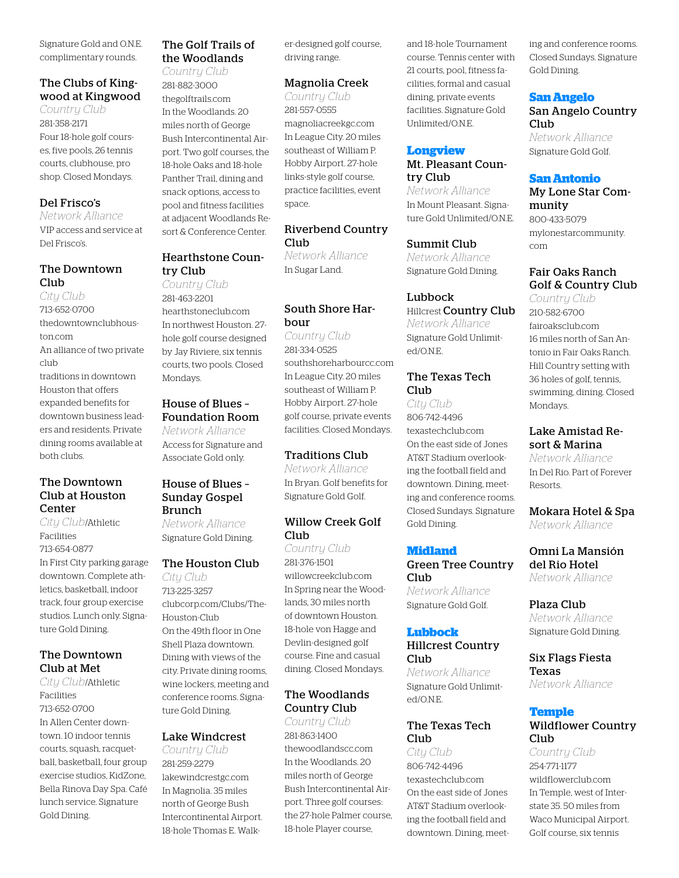Signature Gold and O.N.E. complimentary rounds.

### The Clubs of Kingwood at Kingwood
*Country Club*
281-358-2171
Four 18-hole golf courses, five pools, 26 tennis courts, clubhouse, pro shop. Closed Mondays.

### Del Frisco's
*Network Alliance*
VIP access and service at Del Frisco's.

### The Downtown Club
*City Club*
713-652-0700
thedowntownclubhouston.com
An alliance of two private club traditions in downtown Houston that offers expanded benefits for downtown business leaders and residents. Private dining rooms available at both clubs.

### The Downtown Club at Houston Center
*City Club*/Athletic Facilities
713-654-0877
In First City parking garage downtown. Complete athletics, basketball, indoor track, four group exercise studios. Lunch only. Signature Gold Dining.

### The Downtown Club at Met
*City Club*/Athletic Facilities
713-652-0700
In Allen Center downtown. 10 indoor tennis courts, squash, racquetball, basketball, four group exercise studios, KidZone, Bella Rinova Day Spa. Café lunch service. Signature Gold Dining.

### The Golf Trails of the Woodlands
*Country Club*
281-882-3000
thegolftrails.com
In the Woodlands. 20 miles north of George Bush Intercontinental Airport. Two golf courses, the 18-hole Oaks and 18-hole Panther Trail, dining and snack options, access to pool and fitness facilities at adjacent Woodlands Resort & Conference Center.

### Hearthstone Country Club
*Country Club*
281-463-2201
hearthstoneclub.com
In northwest Houston. 27-hole golf course designed by Jay Riviere, six tennis courts, two pools. Closed Mondays.

### House of Blues – Foundation Room
*Network Alliance*
Access for Signature and Associate Gold only.

### House of Blues – Sunday Gospel Brunch
*Network Alliance*
Signature Gold Dining.

### The Houston Club
*City Club*
713-225-3257
clubcorp.com/Clubs/The-Houston-Club
On the 49th floor in One Shell Plaza downtown. Dining with views of the city. Private dining rooms, wine lockers, meeting and conference rooms. Signature Gold Dining.

### Lake Windcrest
*Country Club*
281-259-2279
lakewindcrestgc.com
In Magnolia. 35 miles north of George Bush Intercontinental Airport. 18-hole Thomas E. Walker-designed golf course, driving range.

### Magnolia Creek
*Country Club*
281-557-0555
magnoliacreekgc.com
In League City. 20 miles southeast of William P. Hobby Airport. 27-hole links-style golf course, practice facilities, event space.

### Riverbend Country Club
*Network Alliance*
In Sugar Land.

### South Shore Harbour
*Country Club*
281-334-0525
southshoreharbourcc.com
In League City. 20 miles southeast of William P. Hobby Airport. 27-hole golf course, private events facilities. Closed Mondays.

### Traditions Club
*Network Alliance*
In Bryan. Golf benefits for Signature Gold Golf.

### Willow Creek Golf Club
*Country Club*
281-376-1501
willowcreekclub.com
In Spring near the Woodlands, 30 miles north of downtown Houston. 18-hole von Hagge and Devlin-designed golf course. Fine and casual dining. Closed Mondays.

### The Woodlands Country Club
*Country Club*
281-863-1400
thewoodlandscc.com
In the Woodlands. 20 miles north of George Bush Intercontinental Airport. Three golf courses: the 27-hole Palmer course, 18-hole Player course, and 18-hole Tournament course. Tennis center with 21 courts, pool, fitness facilities, formal and casual dining, private events facilities. Signature Gold Unlimited/O.N.E.

## Longview

### Mt. Pleasant Country Club
*Network Alliance*
In Mount Pleasant. Signature Gold Unlimited/O.N.E.

### Summit Club
*Network Alliance*
Signature Gold Dining.

### Lubbock Hillcrest Country Club
*Network Alliance*
Signature Gold Unlimited/O.N.E.

### The Texas Tech Club
*City Club*
806-742-4496
texastechclub.com
On the east side of Jones AT&T Stadium overlooking the football field and downtown. Dining, meeting and conference rooms. Closed Sundays. Signature Gold Dining.

## Midland

### Green Tree Country Club
*Network Alliance*
Signature Gold Golf.

## Lubbock

### Hillcrest Country Club
*Network Alliance*
Signature Gold Unlimited/O.N.E.

### The Texas Tech Club
*City Club*
806-742-4496
texastechclub.com
On the east side of Jones AT&T Stadium overlooking the football field and downtown. Dining, meeting and conference rooms. Closed Sundays. Signature Gold Dining.

## San Angelo

### San Angelo Country Club
*Network Alliance*
Signature Gold Golf.

## San Antonio

### My Lone Star Community
800-433-5079
mylonestarcommunity.com

### Fair Oaks Ranch Golf & Country Club
*Country Club*
210-582-6700
fairoaksclub.com
16 miles north of San Antonio in Fair Oaks Ranch. Hill Country setting with 36 holes of golf, tennis, swimming, dining. Closed Mondays.

### Lake Amistad Resort & Marina
*Network Alliance*
In Del Rio. Part of Forever Resorts.

### Mokara Hotel & Spa
*Network Alliance*

### Omni La Mansión del Rio Hotel
*Network Alliance*

### Plaza Club
*Network Alliance*
Signature Gold Dining.

### Six Flags Fiesta Texas
*Network Alliance*

## Temple

### Wildflower Country Club
*Country Club*
254-771-1177
wildflowerclub.com
In Temple, west of Interstate 35. 50 miles from Waco Municipal Airport. Golf course, six tennis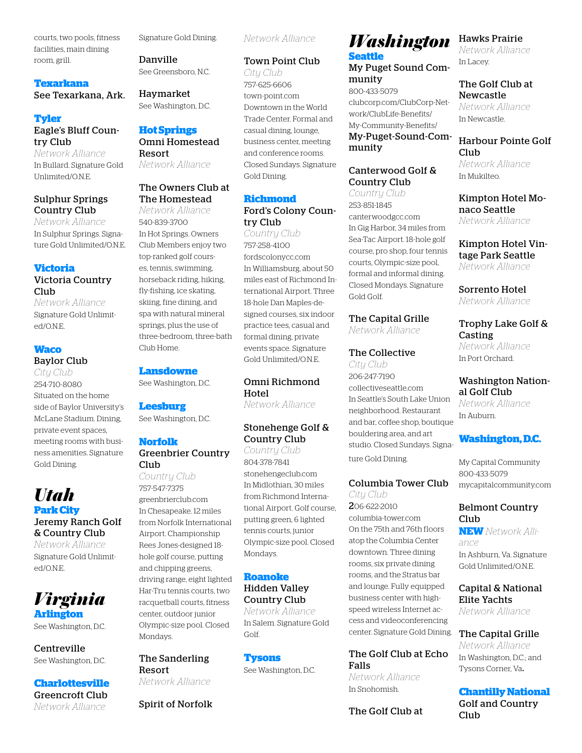courts, two pools, fitness facilities, main dining room, grill.

### Texarkana

See Texarkana, Ark.

### Tyler

**Eagle's Bluff Country Club**
*Network Alliance*
In Bullard. Signature Gold Unlimited/O.N.E.

**Sulphur Springs Country Club**
*Network Alliance*
In Sulphur Springs. Signature Gold Unlimited/O.N.E.

### Victoria

**Victoria Country Club**
*Network Alliance*
Signature Gold Unlimited/O.N.E.

### Waco

**Baylor Club**
*City Club*
254-710-8080
Situated on the home side of Baylor University's McLane Stadium. Dining, private event spaces, meeting rooms with business amenities. Signature Gold Dining.

# Utah

### Park City

**Jeremy Ranch Golf & Country Club**
*Network Alliance*
Signature Gold Unlimited/O.N.E.

# Virginia

### Arlington

See Washington, D.C.

**Centreville**
See Washington, D.C.

### Charlottesville

**Greencroft Club**
*Network Alliance*
Signature Gold Dining.

**Danville**
See Greensboro, N.C.

**Haymarket**
See Washington, D.C.

### Hot Springs

**Omni Homestead Resort**
*Network Alliance*

**The Owners Club at The Homestead**
*Network Alliance*
540-839-3700
In Hot Springs. Owners Club Members enjoy two top-ranked golf courses, tennis, swimming, horseback riding, hiking, fly-fishing, ice skating, skiing, fine dining, and spa with natural mineral springs, plus the use of three-bedroom, three-bath Club Home.

### Lansdowne

See Washington, D.C.

### Leesburg

See Washington, D.C.

### Norfolk

**Greenbrier Country Club**
*Country Club*
757-547-7375
greenbrierclub.com
In Chesapeake. 12 miles from Norfolk International Airport. Championship Rees Jones-designed 18-hole golf course, putting and chipping greens, driving range, eight lighted Har-Tru tennis courts, two racquetball courts, fitness center, outdoor junior Olympic-size pool. Closed Mondays.

**The Sanderling Resort**
*Network Alliance*

**Spirit of Norfolk**
*Network Alliance*

**Town Point Club**
*City Club*
757-625-6606
town-point.com
Downtown in the World Trade Center. Formal and casual dining, lounge, business center, meeting and conference rooms. Closed Sundays. Signature Gold Dining.

### Richmond

**Ford's Colony Country Club**
*Country Club*
757-258-4100
fordscolonycc.com
In Williamsburg, about 50 miles east of Richmond International Airport. Three 18-hole Dan Maples-designed courses, six indoor practice tees, casual and formal dining, private events space. Signature Gold Unlimited/O.N.E.

**Omni Richmond Hotel**
*Network Alliance*

**Stonehenge Golf & Country Club**
*Country Club*
804-378-7841
stonehengeclub.com
In Midlothian, 30 miles from Richmond International Airport. Golf course, putting green, 6 lighted tennis courts, junior Olympic-size pool. Closed Mondays.

### Roanoke

**Hidden Valley Country Club**
*Network Alliance*
In Salem. Signature Gold Golf.

### Tysons

See Washington, D.C.

# Washington

### Seattle

**My Puget Sound Community**
800-433-5079
clubcorp.com/ClubCorp-Network/ClubLife-Benefits/My-Community-Benefits/My-Puget-Sound-Community

**Canterwood Golf & Country Club**
*Country Club*
253-851-1845
canterwoodgcc.com
In Gig Harbor, 34 miles from Sea-Tac Airport. 18-hole golf course, pro shop, four tennis courts, Olympic-size pool, formal and informal dining. Closed Mondays. Signature Gold Golf.

**The Capital Grille**
*Network Alliance*

**The Collective**
*City Club*
206-247-7190
collectiveseattle.com
In Seattle's South Lake Union neighborhood. Restaurant and bar, coffee shop, boutique bouldering area, and art studio. Closed Sundays. Signature Gold Dining.

**Columbia Tower Club**
*City Club*
206-622-2010
columbia-tower.com
On the 75th and 76th floors atop the Columbia Center downtown. Three dining rooms, six private dining rooms, and the Stratus bar and lounge. Fully equipped business center with high-speed wireless Internet access and videoconferencing center. Signature Gold Dining.

**The Golf Club at Echo Falls**
*Network Alliance*
In Snohomish.

**The Golf Club at Hawks Prairie**
*Network Alliance*
In Lacey.

**The Golf Club at Newcastle**
*Network Alliance*
In Newcastle.

**Harbour Pointe Golf Club**
*Network Alliance*
In Mukilteo.

**Kimpton Hotel Monaco Seattle**
*Network Alliance*

**Kimpton Hotel Vintage Park Seattle**
*Network Alliance*

**Sorrento Hotel**
*Network Alliance*

**Trophy Lake Golf & Casting**
*Network Alliance*
In Port Orchard.

**Washington National Golf Club**
*Network Alliance*
In Auburn.

### Washington, D.C.

My Capital Community
800-433-5079
mycapitalcommunity.com

**Belmont Country Club**
**NEW** *Network Alliance*
In Ashburn, Va. Signature Gold Unlimited/O.N.E.

**Capital & National Elite Yachts**
*Network Alliance*

**The Capital Grille**
*Network Alliance*
In Washington, D.C.; and Tysons Corner, Va.

### Chantilly National

**Golf and Country Club**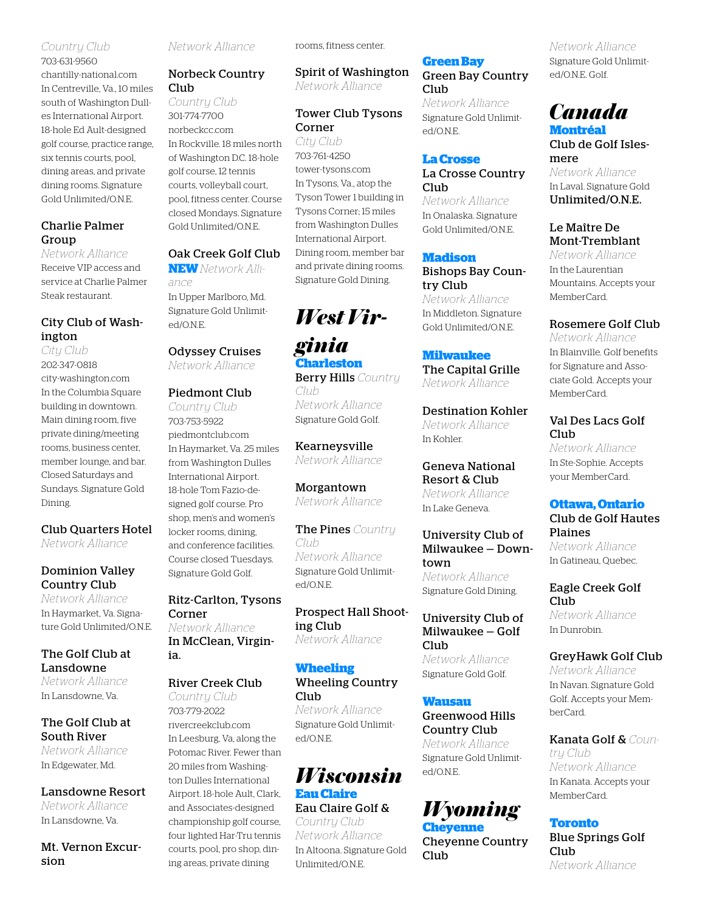*Country Club*
703-631-9560
chantilly-national.com
In Centreville, Va., 10 miles south of Washington Dulles International Airport. 18-hole Ed Ault-designed golf course, practice range, six tennis courts, pool, dining areas, and private dining rooms. Signature Gold Unlimited/O.N.E.

### Charlie Palmer Group
*Network Alliance*
Receive VIP access and service at Charlie Palmer Steak restaurant.

### City Club of Washington
*City Club*
202-347-0818
city-washington.com
In the Columbia Square building in downtown. Main dining room, five private dining/meeting rooms, business center, member lounge, and bar. Closed Saturdays and Sundays. Signature Gold Dining.

### Club Quarters Hotel
*Network Alliance*

### Dominion Valley Country Club
*Network Alliance*
In Haymarket, Va. Signature Gold Unlimited/O.N.E.

### The Golf Club at Lansdowne
*Network Alliance*
In Lansdowne, Va.

### The Golf Club at South River
*Network Alliance*
In Edgewater, Md.

### Lansdowne Resort
*Network Alliance*
In Lansdowne, Va.

### Mt. Vernon Excursion
*Network Alliance*

### Norbeck Country Club
*Country Club*
301-774-7700
norbeckcc.com
In Rockville. 18 miles north of Washington D.C. 18-hole golf course, 12 tennis courts, volleyball court, pool, fitness center. Course closed Mondays. Signature Gold Unlimited/O.N.E.

### Oak Creek Golf Club
**NEW** *Network Alliance*
In Upper Marlboro, Md. Signature Gold Unlimited/O.N.E.

### Odyssey Cruises
*Network Alliance*

### Piedmont Club
*Country Club*
703-753-5922
piedmontclub.com
In Haymarket, Va. 25 miles from Washington Dulles International Airport. 18-hole Tom Fazio-designed golf course. Pro shop, men's and women's locker rooms, dining, and conference facilities. Course closed Tuesdays. Signature Gold Golf.

### Ritz-Carlton, Tysons Corner
*Network Alliance*
In McClean, Virginia.

### River Creek Club
*Country Club*
703-779-2022
rivercreekclub.com
In Leesburg, Va, along the Potomac River. Fewer than 20 miles from Washington Dulles International Airport. 18-hole Ault, Clark, and Associates-designed championship golf course, four lighted Har-Tru tennis courts, pool, pro shop, dining areas, private dining rooms, fitness center.

### Spirit of Washington
*Network Alliance*

### Tower Club Tysons Corner
*City Club*
703-761-4250
tower-tysons.com
In Tysons, Va., atop the Tyson Tower 1 building in Tysons Corner; 15 miles from Washington Dulles International Airport. Dining room, member bar and private dining rooms. Signature Gold Dining.

# West Virginia

## Charleston

### Berry Hills *Country Club*
*Network Alliance*
Signature Gold Golf.

### Kearneysville
*Network Alliance*

### Morgantown
*Network Alliance*

### The Pines *Country Club*
*Network Alliance*
Signature Gold Unlimited/O.N.E.

### Prospect Hall Shooting Club
*Network Alliance*

## Wheeling

### Wheeling Country Club
*Network Alliance*
Signature Gold Unlimited/O.N.E.

# Wisconsin

## Eau Claire

### Eau Claire Golf & *Country Club*
*Network Alliance*
In Altoona. Signature Gold Unlimited/O.N.E.

## Green Bay

### Green Bay Country Club
*Network Alliance*
Signature Gold Unlimited/O.N.E.

## La Crosse

### La Crosse Country Club
*Network Alliance*
In Onalaska. Signature Gold Unlimited/O.N.E.

## Madison

### Bishops Bay Country Club
*Network Alliance*
In Middleton. Signature Gold Unlimited/O.N.E.

## Milwaukee

### The Capital Grille
*Network Alliance*

### Destination Kohler
*Network Alliance*
In Kohler.

### Geneva National Resort & Club
*Network Alliance*
In Lake Geneva.

### University Club of Milwaukee – Downtown
*Network Alliance*
Signature Gold Dining.

### University Club of Milwaukee – Golf Club
*Network Alliance*
Signature Gold Golf.

## Wausau

### Greenwood Hills Country Club
*Network Alliance*
Signature Gold Unlimited/O.N.E.

# Wyoming

## Cheyenne

### Cheyenne Country Club
*Network Alliance*
Signature Gold Unlimited/O.N.E. Golf.

# Canada

## Montréal

### Club de Golf Islesmere
*Network Alliance*
In Laval. Signature Gold Unlimited/O.N.E.

### Le Maître De Mont-Tremblant
*Network Alliance*
In the Laurentian Mountains. Accepts your MemberCard.

### Rosemere Golf Club
*Network Alliance*
In Blainville. Golf benefits for Signature and Associate Gold. Accepts your MemberCard.

### Val Des Lacs Golf Club
*Network Alliance*
In Ste-Sophie. Accepts your MemberCard.

## Ottawa, Ontario

### Club de Golf Hautes Plaines
*Network Alliance*
In Gatineau, Quebec.

### Eagle Creek Golf Club
*Network Alliance*
In Dunrobin.

### GreyHawk Golf Club
*Network Alliance*
In Navan. Signature Gold Golf. Accepts your MemberCard.

### Kanata Golf & *Country Club*
*Network Alliance*
In Kanata. Accepts your MemberCard.

## Toronto

### Blue Springs Golf Club
*Network Alliance*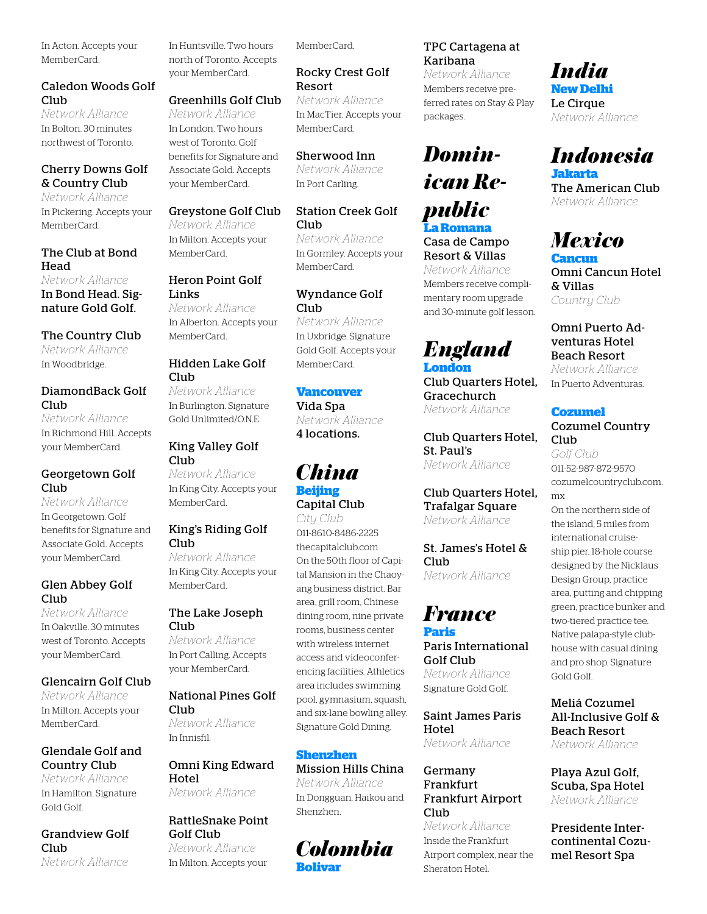In Acton. Accepts your MemberCard.

**Caledon Woods Golf Club**
*Network Alliance*
In Bolton. 30 minutes northwest of Toronto.

**Cherry Downs Golf & Country Club**
*Network Alliance*
In Pickering. Accepts your MemberCard.

**The Club at Bond Head**
*Network Alliance*
In Bond Head. Signature Gold Golf.

**The Country Club**
*Network Alliance*
In Woodbridge.

**DiamondBack Golf Club**
*Network Alliance*
In Richmond Hill. Accepts your MemberCard.

**Georgetown Golf Club**
*Network Alliance*
In Georgetown. Golf benefits for Signature and Associate Gold. Accepts your MemberCard.

**Glen Abbey Golf Club**
*Network Alliance*
In Oakville. 30 minutes west of Toronto. Accepts your MemberCard.

**Glencairn Golf Club**
*Network Alliance*
In Milton. Accepts your MemberCard.

**Glendale Golf and Country Club**
*Network Alliance*
In Hamilton. Signature Gold Golf.

**Grandview Golf Club**
*Network Alliance*
In Huntsville. Two hours north of Toronto. Accepts your MemberCard.

**Greenhills Golf Club**
*Network Alliance*
In London. Two hours west of Toronto. Golf benefits for Signature and Associate Gold. Accepts your MemberCard.

**Greystone Golf Club**
*Network Alliance*
In Milton. Accepts your MemberCard.

**Heron Point Golf Links**
*Network Alliance*
In Alberton. Accepts your MemberCard.

**Hidden Lake Golf Club**
*Network Alliance*
In Burlington. Signature Gold Unlimited/O.N.E.

**King Valley Golf Club**
*Network Alliance*
In King City. Accepts your MemberCard.

**King's Riding Golf Club**
*Network Alliance*
In King City. Accepts your MemberCard.

**The Lake Joseph Club**
*Network Alliance*
In Port Calling. Accepts your MemberCard.

**National Pines Golf Club**
*Network Alliance*
In Innisfil.

**Omni King Edward Hotel**
*Network Alliance*

**RattleSnake Point Golf Club**
*Network Alliance*
In Milton. Accepts your MemberCard.

**Rocky Crest Golf Resort**
*Network Alliance*
In MacTier. Accepts your MemberCard.

**Sherwood Inn**
*Network Alliance*
In Port Carling.

**Station Creek Golf Club**
*Network Alliance*
In Gormley. Accepts your MemberCard.

**Wyndance Golf Club**
*Network Alliance*
In Uxbridge. Signature Gold Golf. Accepts your MemberCard.

### Vancouver

**Vida Spa**
*Network Alliance*
4 locations.

## China

### Beijing

**Capital Club**
*City Club*
011-8610-8486-2225
thecapitalclub.com
On the 50th floor of Capital Mansion in the Chaoyang business district. Bar area, grill room, Chinese dining room, nine private rooms, business center with wireless internet access and videoconferencing facilities. Athletics area includes swimming pool, gymnasium, squash, and six-lane bowling alley. Signature Gold Dining.

### Shenzhen

**Mission Hills China**
*Network Alliance*
In Dongguan, Haikou and Shenzhen.

## Colombia

### Bolivar

**TPC Cartagena at Karibana**
*Network Alliance*
Members receive preferred rates on Stay & Play packages.

## Dominican Republic

### La Romana

**Casa de Campo Resort & Villas**
*Network Alliance*
Members receive complimentary room upgrade and 30-minute golf lesson.

## England

### London

**Club Quarters Hotel, Gracechurch**
*Network Alliance*

**Club Quarters Hotel, St. Paul's**
*Network Alliance*

**Club Quarters Hotel, Trafalgar Square**
*Network Alliance*

**St. James's Hotel & Club**
*Network Alliance*

## France

### Paris

**Paris International Golf Club**
*Network Alliance*
Signature Gold Golf.

**Saint James Paris Hotel**
*Network Alliance*

**Germany Frankfurt Frankfurt Airport Club**
*Network Alliance*
Inside the Frankfurt Airport complex, near the Sheraton Hotel.

## India

### New Delhi

**Le Cirque**
*Network Alliance*

## Indonesia

### Jakarta

**The American Club**
*Network Alliance*

## Mexico

### Cancun

**Omni Cancun Hotel & Villas**
*Country Club*

**Omni Puerto Adventuras Hotel Beach Resort**
*Network Alliance*
In Puerto Adventuras.

### Cozumel

**Cozumel Country Club**
*Golf Club*
011-52-987-872-9570
cozumelcountryclub.com.mx
On the northern side of the island, 5 miles from international cruise-ship pier. 18-hole course designed by the Nicklaus Design Group, practice area, putting and chipping green, practice bunker and two-tiered practice tee. Native palapa-style clubhouse with casual dining and pro shop. Signature Gold Golf.

**Meliá Cozumel All-Inclusive Golf & Beach Resort**
*Network Alliance*

**Playa Azul Golf, Scuba, Spa Hotel**
*Network Alliance*

**Presidente Intercontinental Cozumel Resort Spa**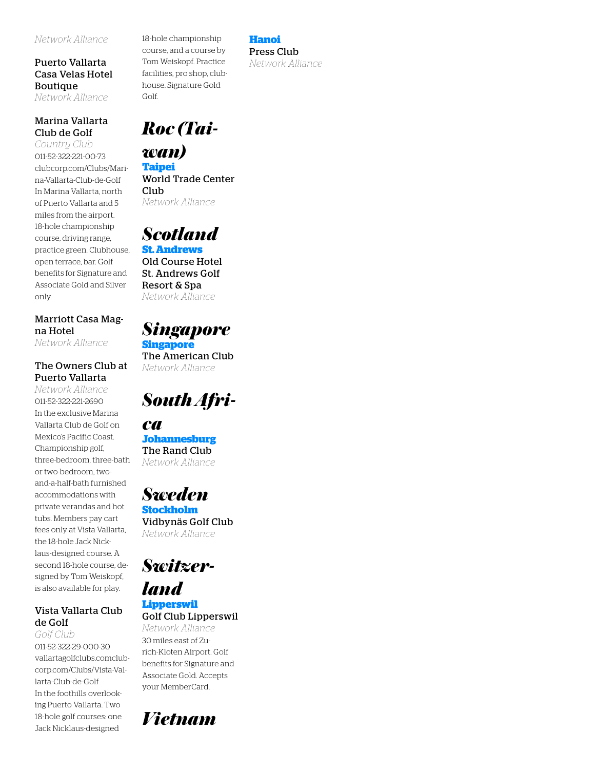*Network Alliance*

Puerto Vallarta Casa Velas Hotel Boutique
*Network Alliance*

Marina Vallarta Club de Golf
*Country Club*
011-52-322-221-00-73
clubcorp.com/Clubs/Marina-Vallarta-Club-de-Golf
In Marina Vallarta, north of Puerto Vallarta and 5 miles from the airport. 18-hole championship course, driving range, practice green. Clubhouse, open terrace, bar. Golf benefits for Signature and Associate Gold and Silver only.

Marriott Casa Magna Hotel
*Network Alliance*

The Owners Club at Puerto Vallarta
*Network Alliance*
011-52-322-221-2690
In the exclusive Marina Vallarta Club de Golf on Mexico's Pacific Coast. Championship golf, three-bedroom, three-bath or two-bedroom, two-and-a-half-bath furnished accommodations with private verandas and hot tubs. Members pay cart fees only at Vista Vallarta, the 18-hole Jack Nicklaus-designed course. A second 18-hole course, designed by Tom Weiskopf, is also available for play.

Vista Vallarta Club de Golf
*Golf Club*
011-52-322-29-000-30
vallartagolfclubs.comclubcorp.com/Clubs/Vista-Vallarta-Club-de-Golf
In the foothills overlooking Puerto Vallarta. Two 18-hole golf courses: one Jack Nicklaus-designed 18-hole championship course, and a course by Tom Weiskopf. Practice facilities, pro shop, clubhouse. Signature Gold Golf.

# *Roc (Taiwan)*

### Taipei

World Trade Center Club
*Network Alliance*

# *Scotland*

### St. Andrews

Old Course Hotel St. Andrews Golf Resort & Spa
*Network Alliance*

# *Singapore*

### Singapore

The American Club
*Network Alliance*

# *South Africa*

### Johannesburg

The Rand Club
*Network Alliance*

# *Sweden*

### Stockholm

Vidbynäs Golf Club
*Network Alliance*

# *Switzerland*

### Lipperswil

Golf Club Lipperswil
*Network Alliance*
30 miles east of Zurich-Kloten Airport. Golf benefits for Signature and Associate Gold. Accepts your MemberCard.

# *Vietnam*

### Hanoi

Press Club
*Network Alliance*